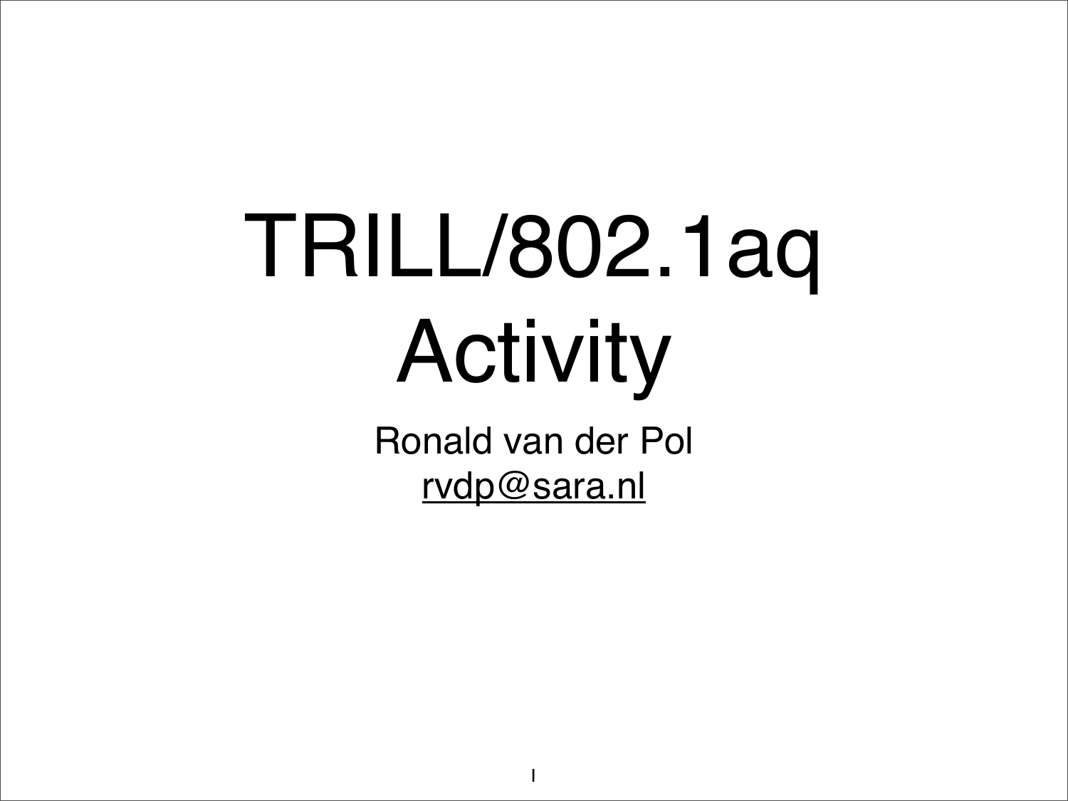# TRILL/802.1aq Activity

Ronald van der Pol

rvdp@sara.nl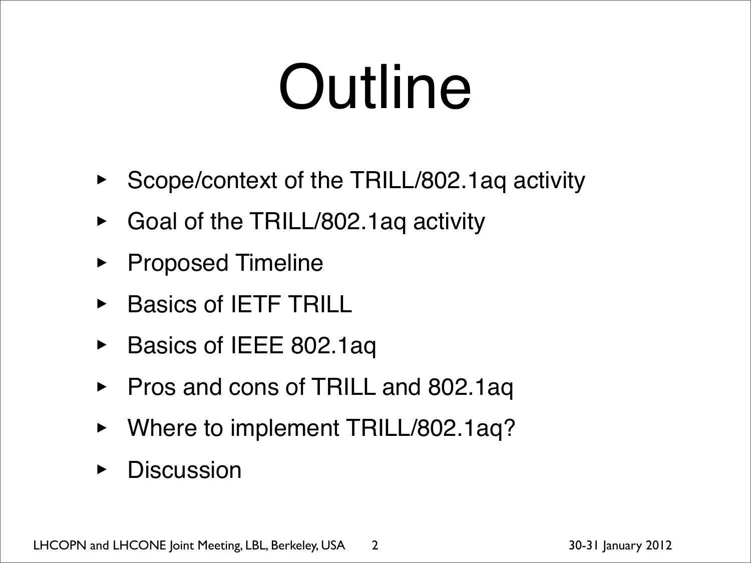# Outline

- Scope/context of the TRILL/802.1aq activity
- Goal of the TRILL/802.1aq activity
- Proposed Timeline
- Basics of IETF TRILL
- Basics of IEEE 802.1aq
- Pros and cons of TRILL and 802.1aq
- Where to implement TRILL/802.1aq?
- Discussion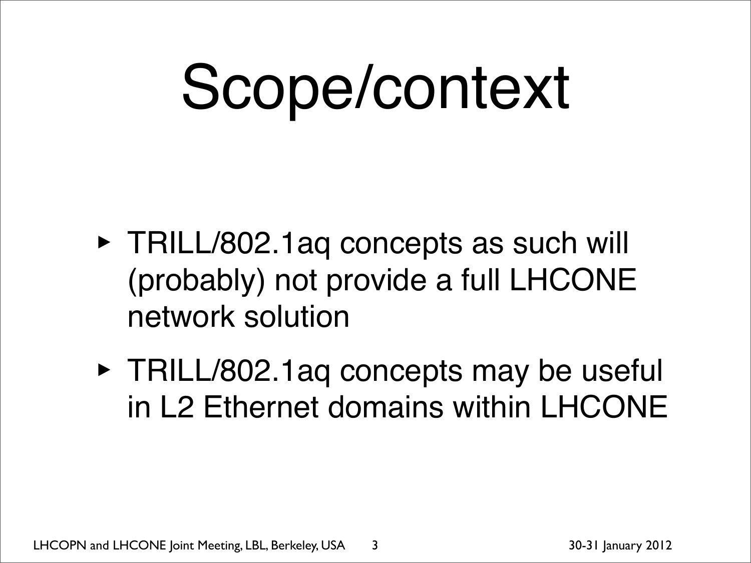# Scope/context

- TRILL/802.1aq concepts as such will (probably) not provide a full LHCONE network solution
- TRILL/802.1aq concepts may be useful in L2 Ethernet domains within LHCONE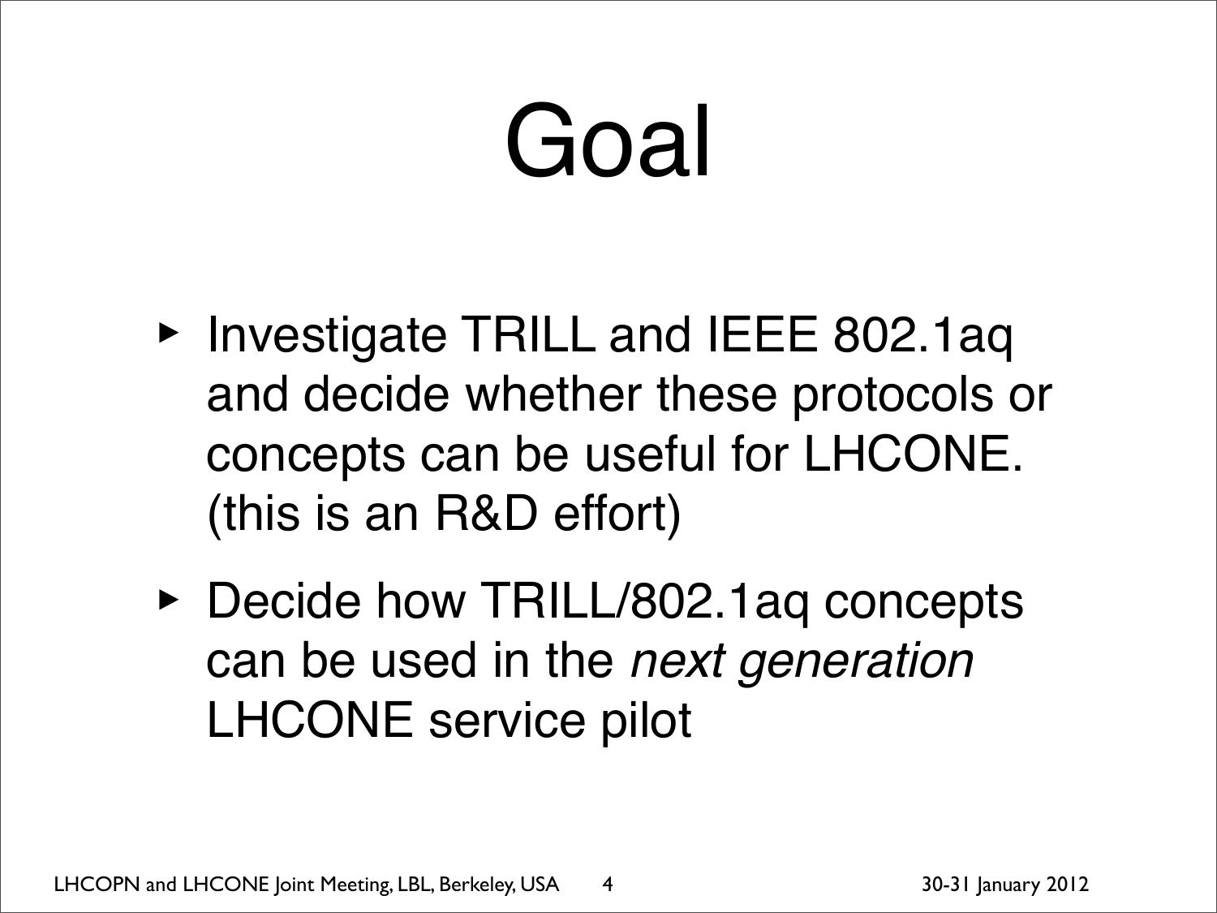# Goal

- Investigate TRILL and IEEE 802.1aq and decide whether these protocols or concepts can be useful for LHCONE. (this is an R&D effort)
- Decide how TRILL/802.1aq concepts can be used in the *next generation* LHCONE service pilot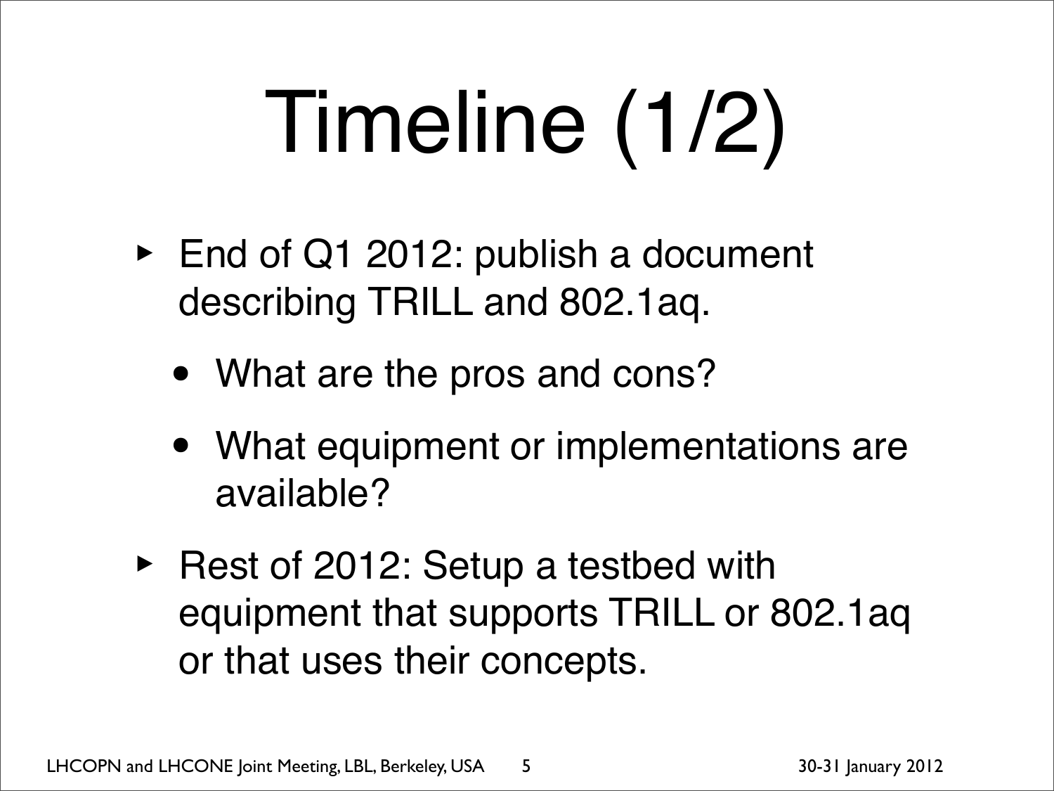# Timeline (1/2)

- End of Q1 2012: publish a document describing TRILL and 802.1aq.
  - What are the pros and cons?
  - What equipment or implementations are available?
- Rest of 2012: Setup a testbed with equipment that supports TRILL or 802.1aq or that uses their concepts.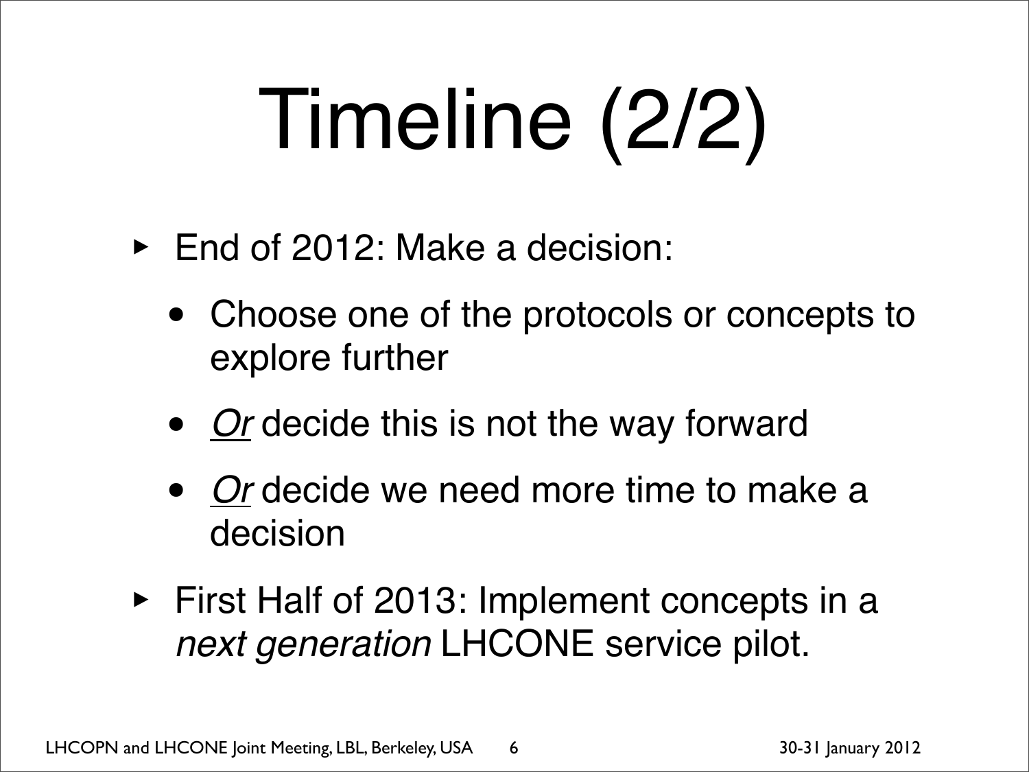# Timeline (2/2)

- End of 2012: Make a decision:
  - Choose one of the protocols or concepts to explore further
  - *Or* decide this is not the way forward
  - *Or* decide we need more time to make a decision
- First Half of 2013: Implement concepts in a *next generation* LHCONE service pilot.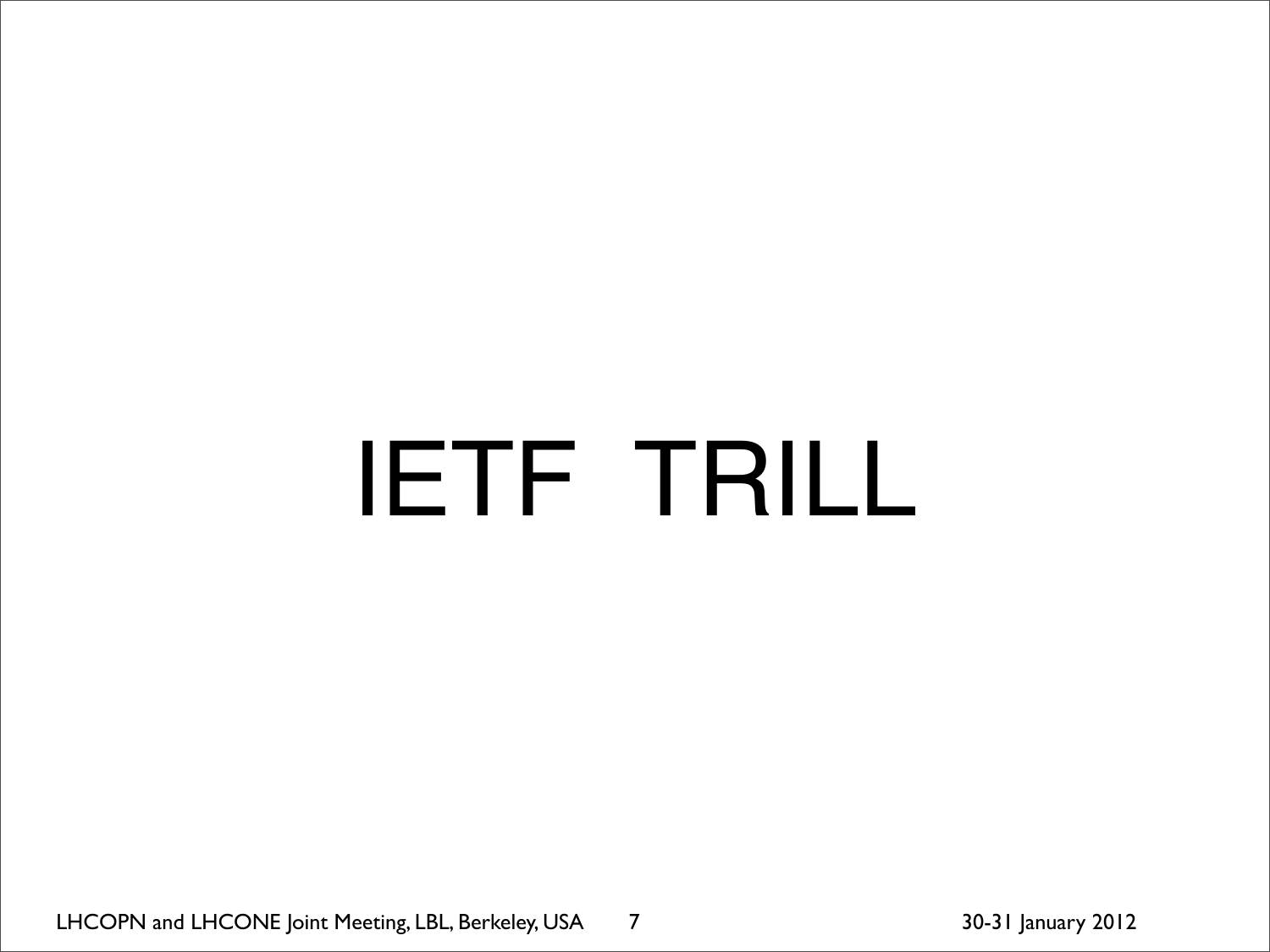# IETF TRILL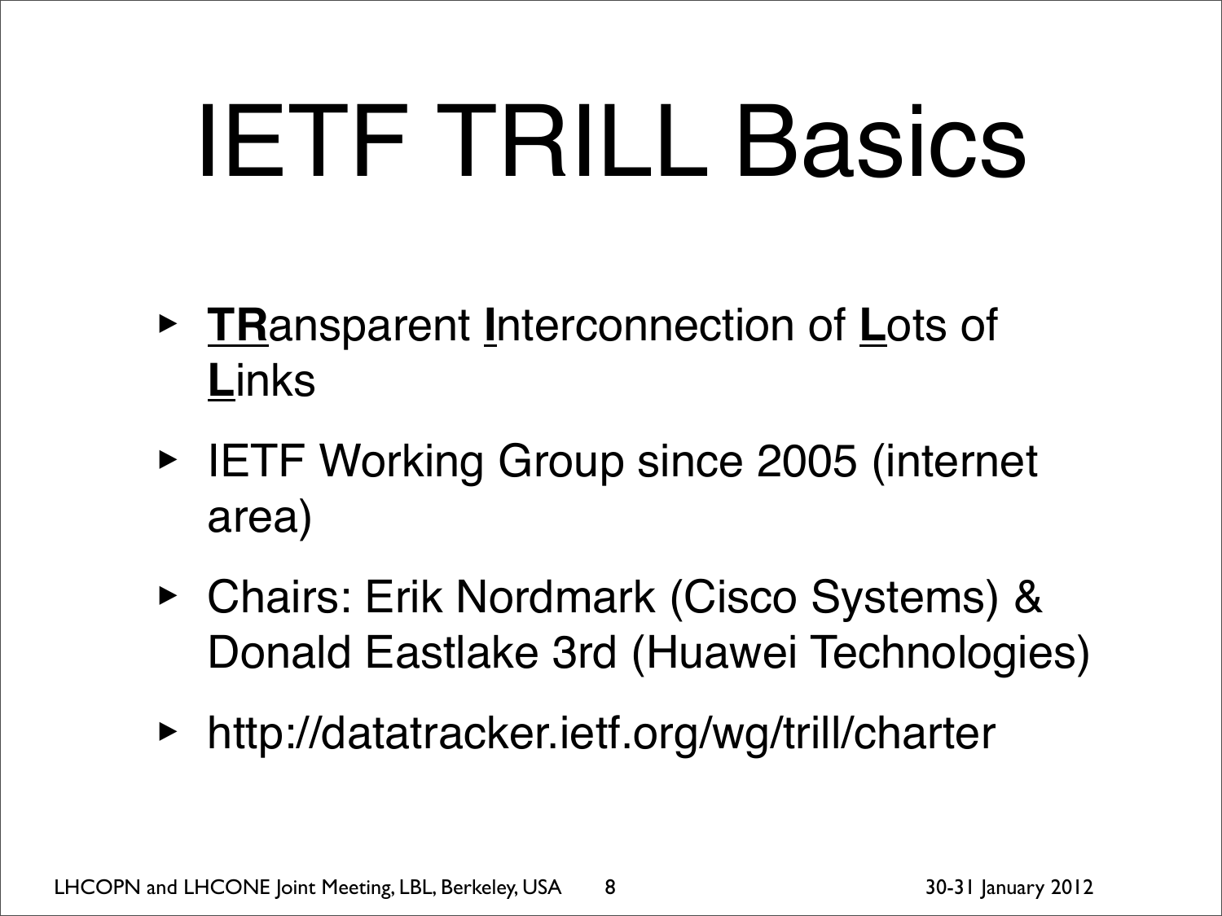# IETF TRILL Basics

- **TR**ansparent **I**nterconnection of **L**ots of **L**inks
- IETF Working Group since 2005 (internet area)
- Chairs: Erik Nordmark (Cisco Systems) & Donald Eastlake 3rd (Huawei Technologies)
- http://datatracker.ietf.org/wg/trill/charter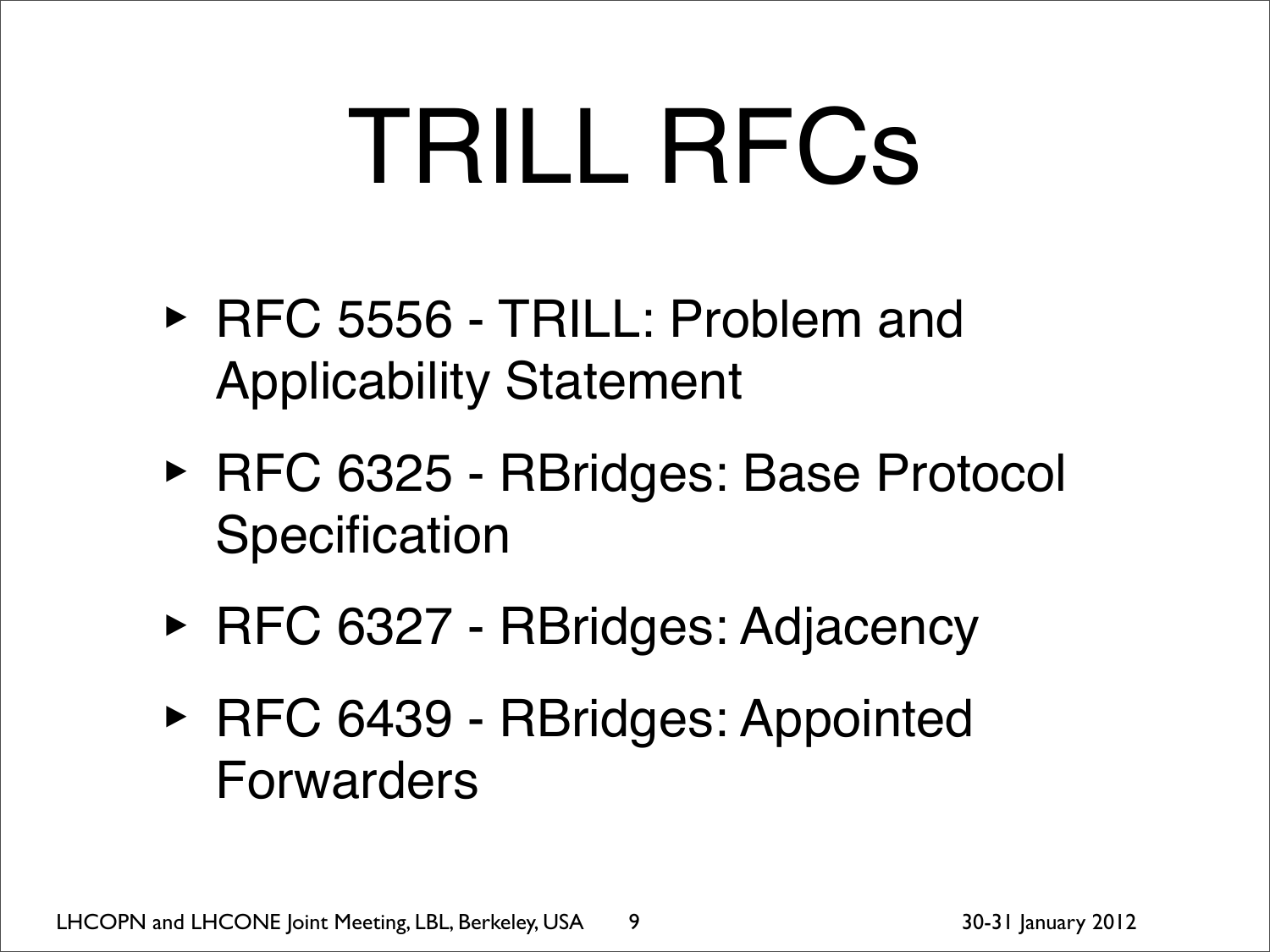# TRILL RFCs

- RFC 5556 - TRILL: Problem and Applicability Statement
- RFC 6325 - RBridges: Base Protocol Specification
- RFC 6327 - RBridges: Adjacency
- RFC 6439 - RBridges: Appointed Forwarders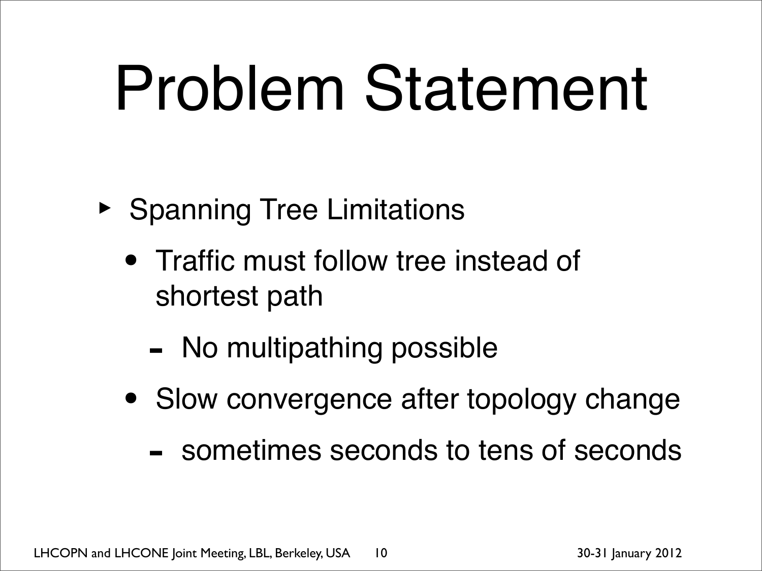# Problem Statement

- Spanning Tree Limitations
  - Traffic must follow tree instead of shortest path
    - No multipathing possible
  - Slow convergence after topology change
    - sometimes seconds to tens of seconds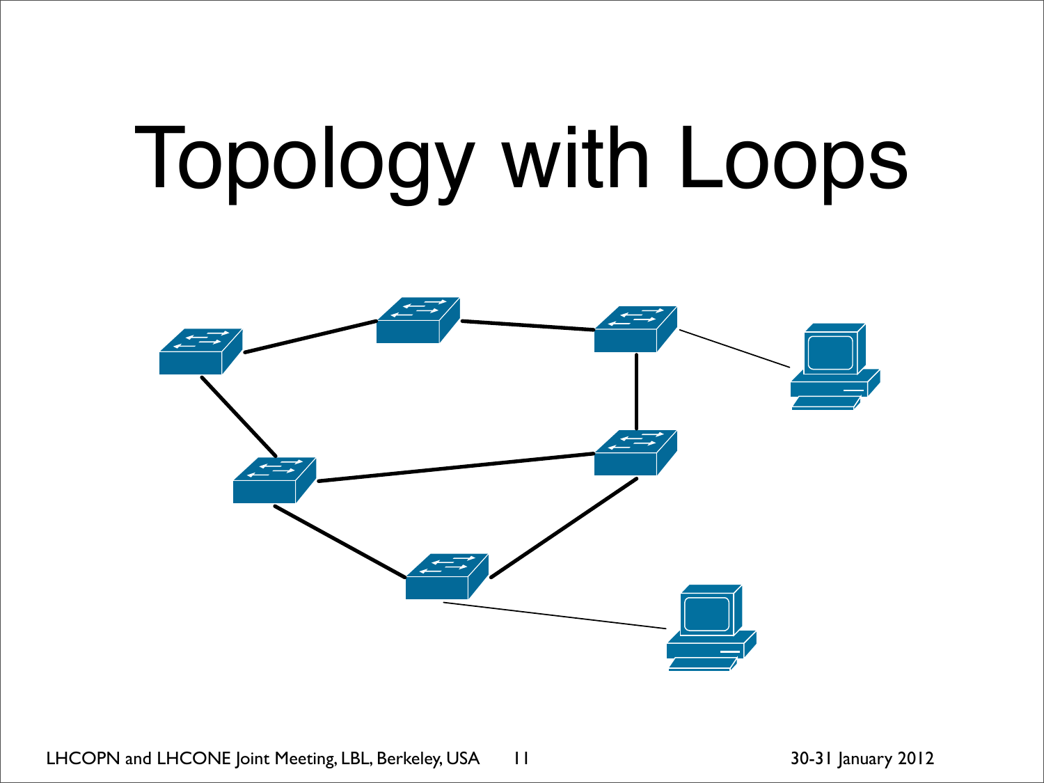# Topology with Loops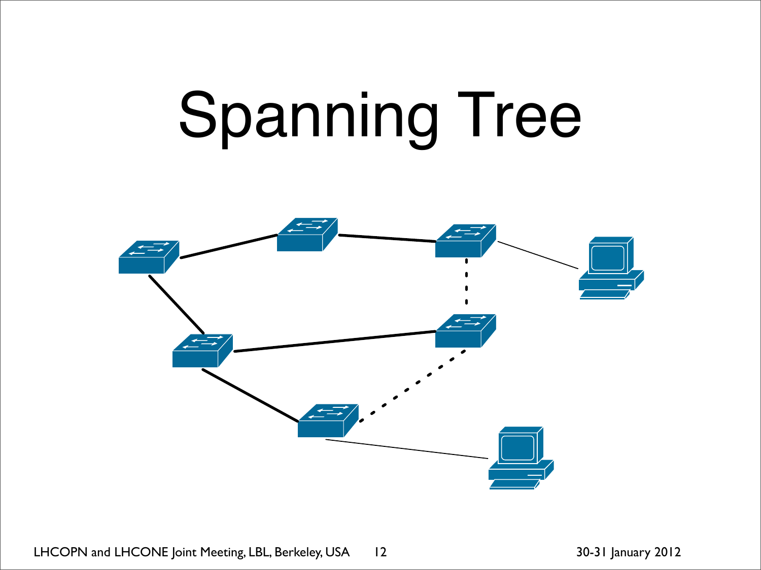# Spanning Tree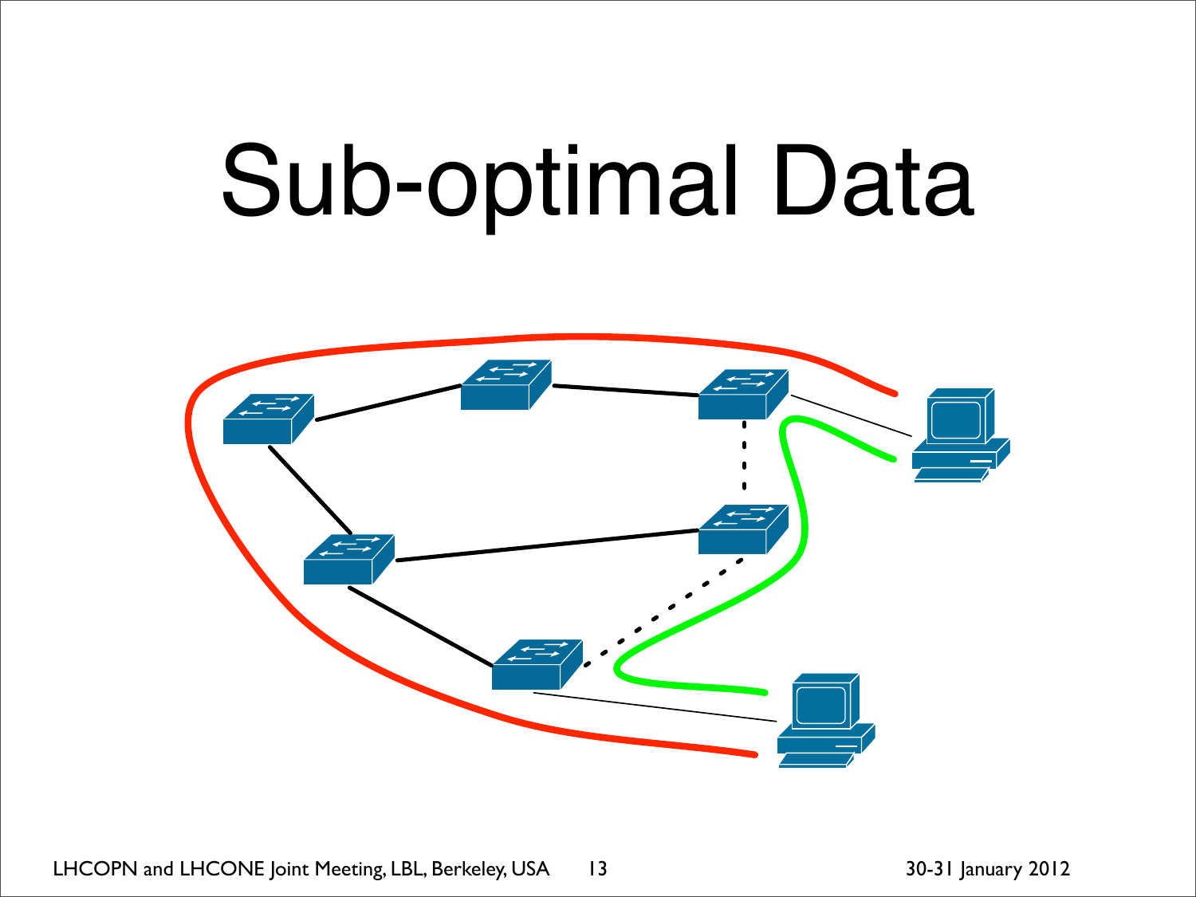# Sub-optimal Data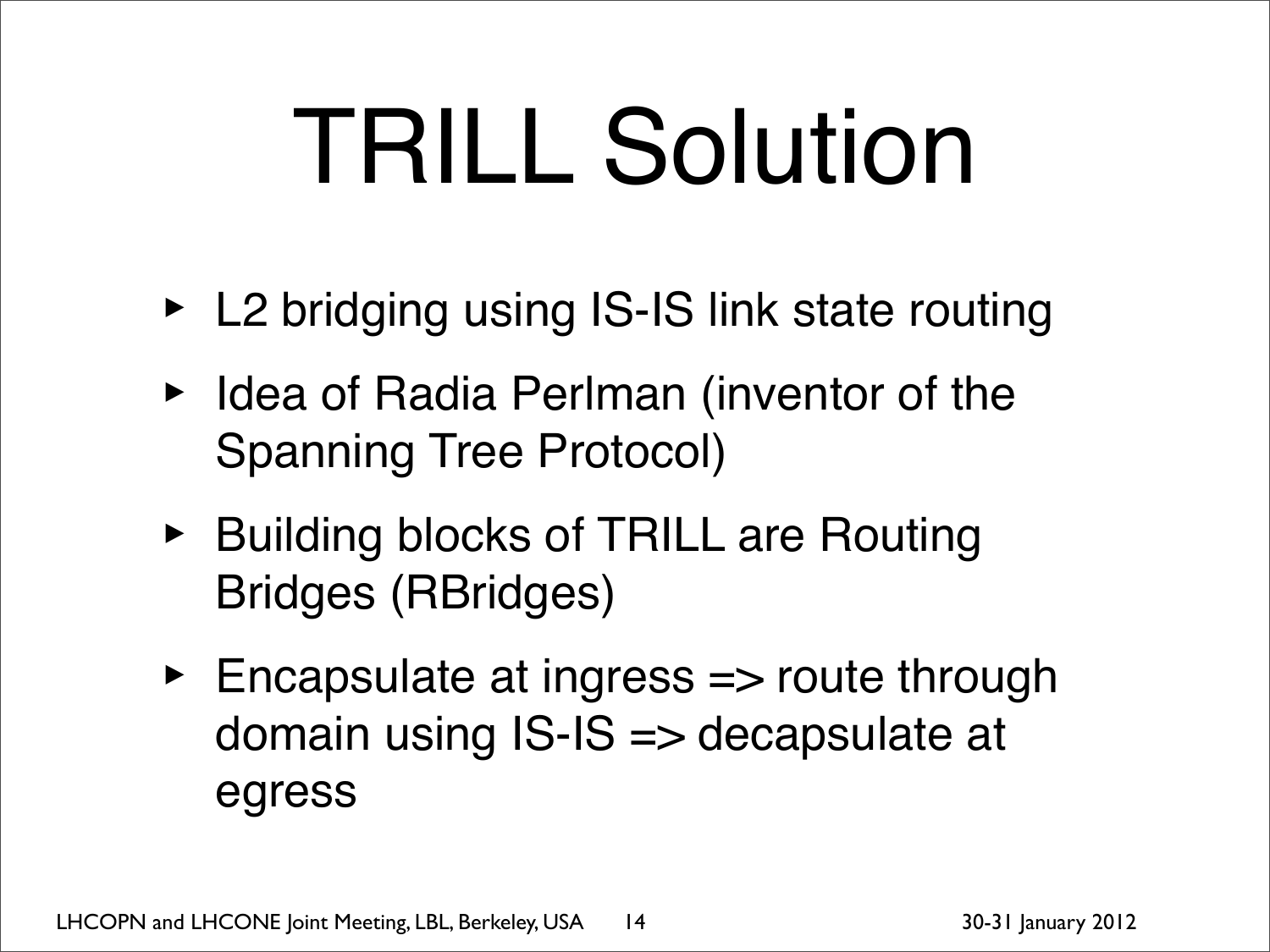# TRILL Solution

- L2 bridging using IS-IS link state routing
- Idea of Radia Perlman (inventor of the Spanning Tree Protocol)
- Building blocks of TRILL are Routing Bridges (RBridges)
- Encapsulate at ingress => route through domain using IS-IS => decapsulate at egress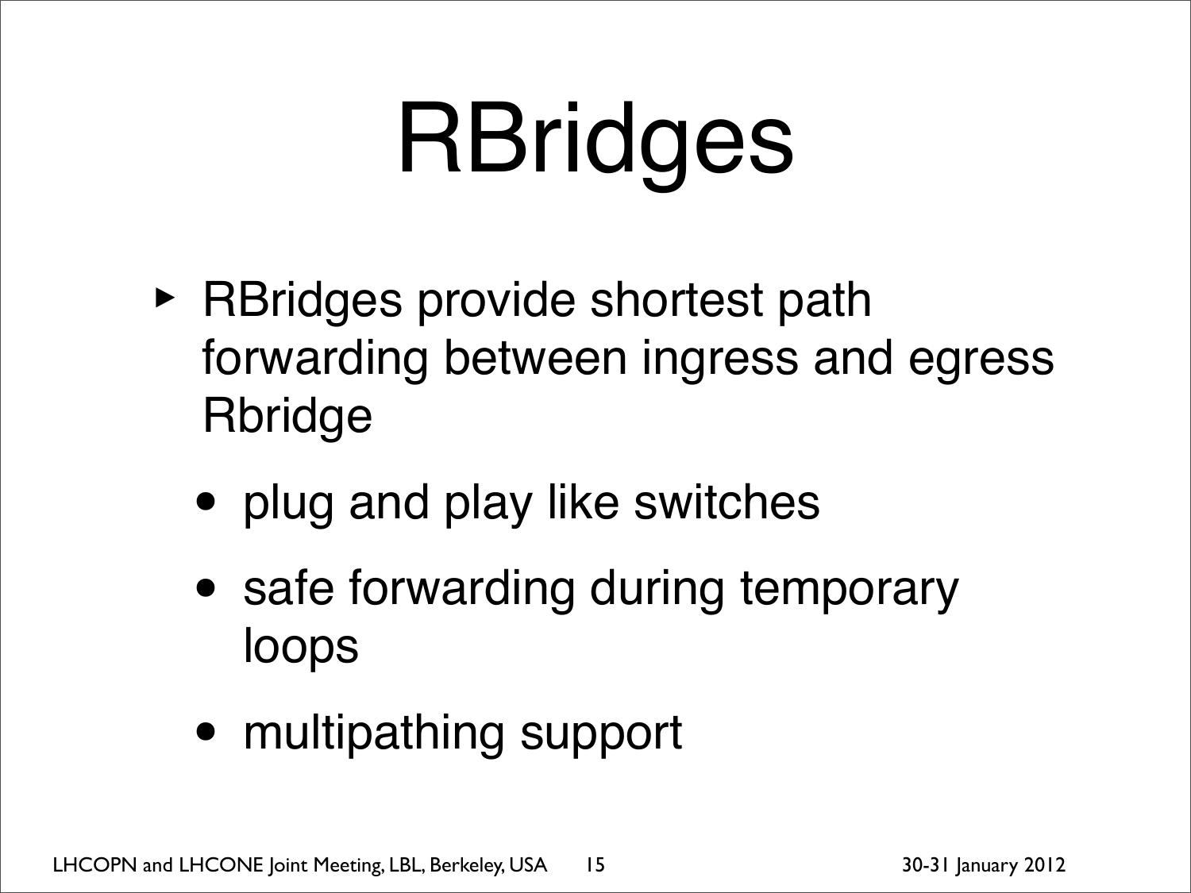# RBridges

- RBridges provide shortest path forwarding between ingress and egress Rbridge
  - plug and play like switches
  - safe forwarding during temporary loops
  - multipathing support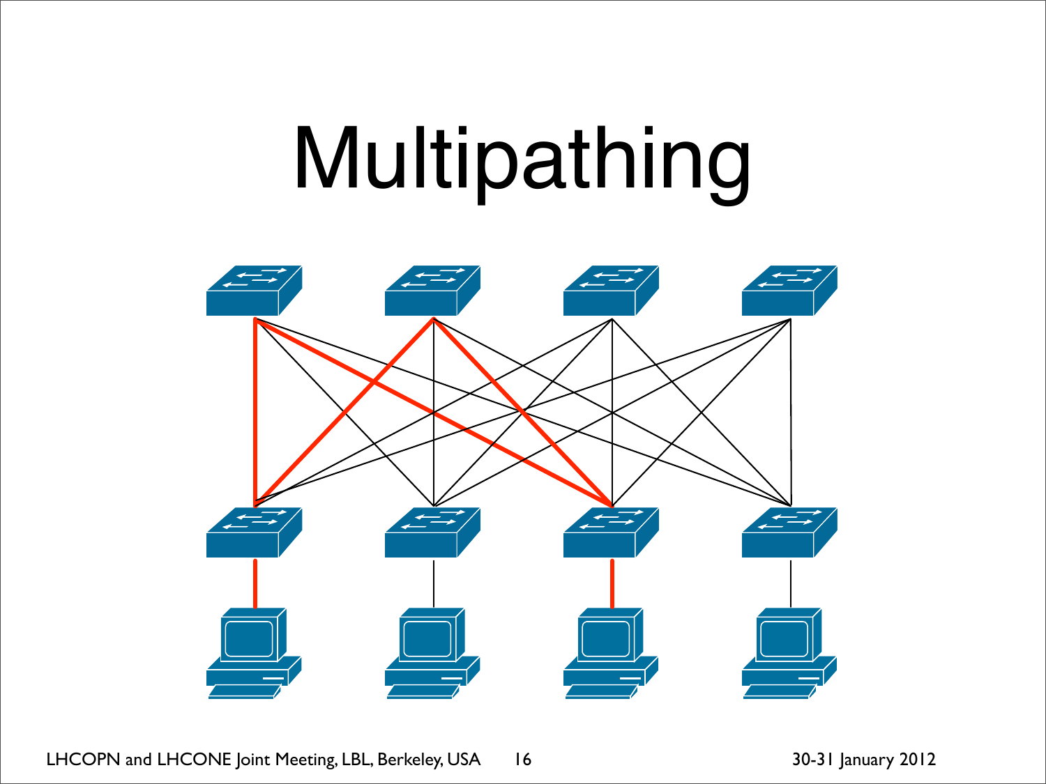# Multipathing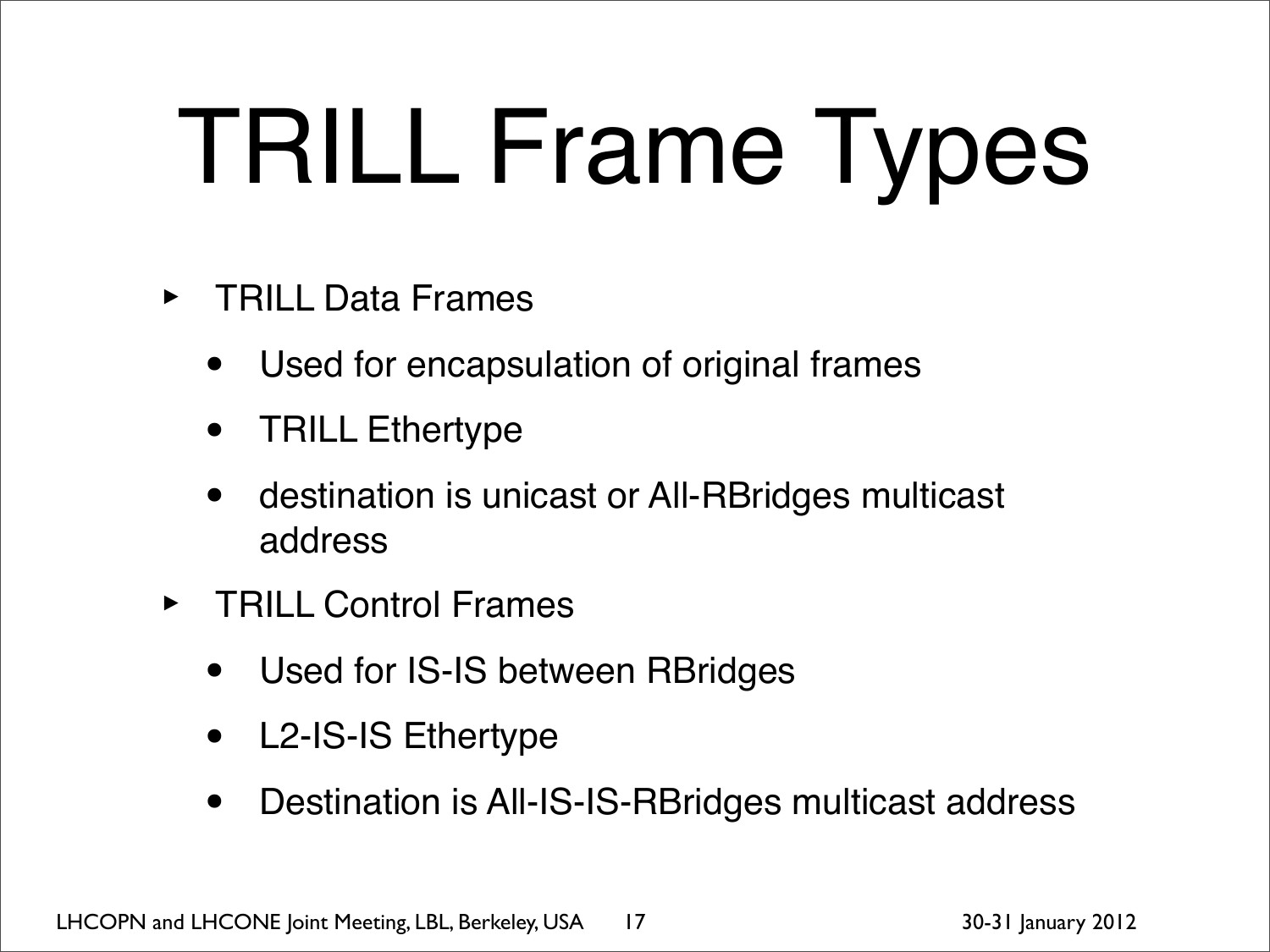# TRILL Frame Types

- TRILL Data Frames
  - Used for encapsulation of original frames
  - TRILL Ethertype
  - destination is unicast or All-RBridges multicast address
- TRILL Control Frames
  - Used for IS-IS between RBridges
  - L2-IS-IS Ethertype
  - Destination is All-IS-IS-RBridges multicast address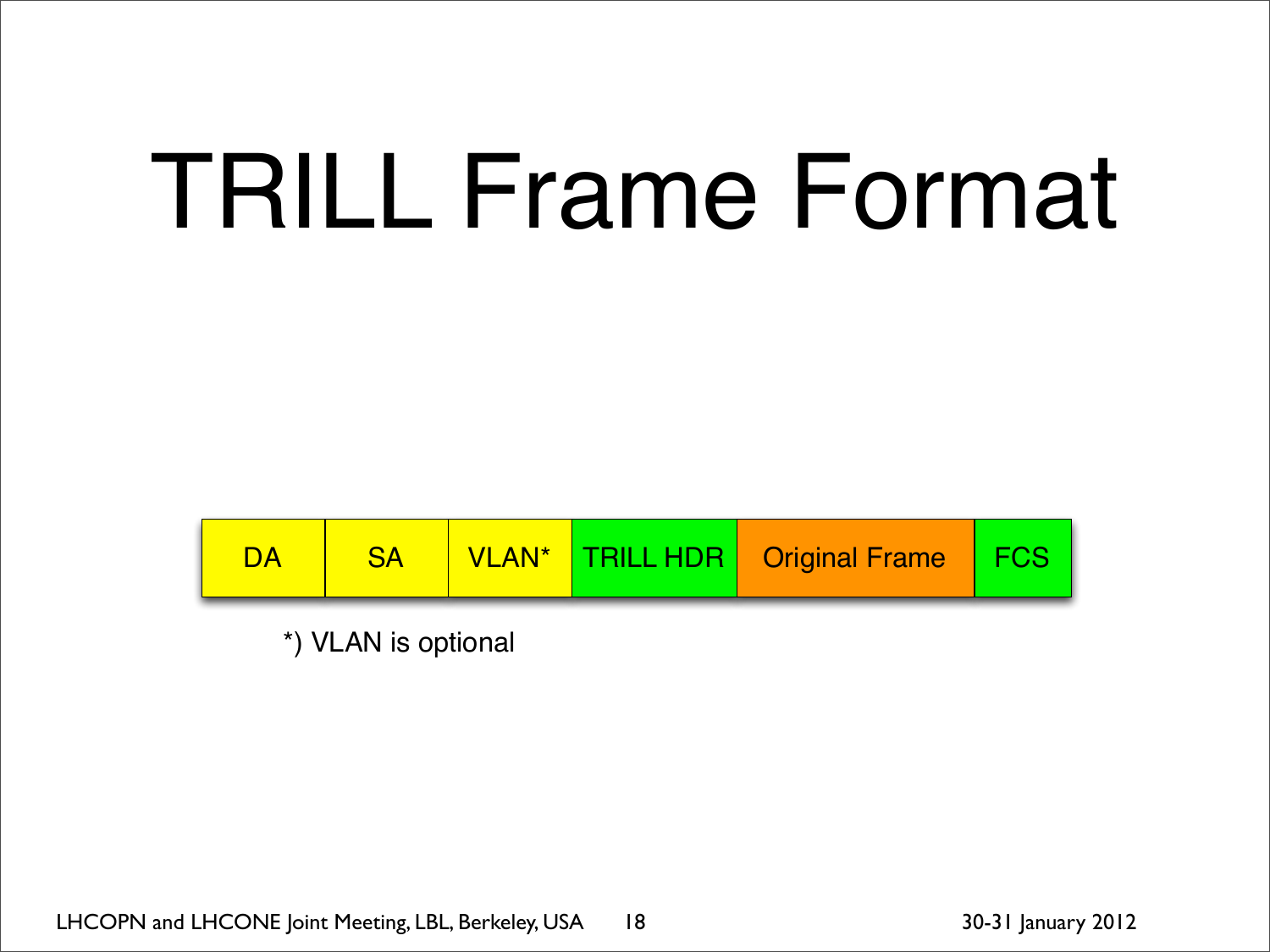# TRILL Frame Format

| DA | SA | VLAN* | TRILL HDR | Original Frame | FCS |
|---|---|---|---|---|---|

*) VLAN is optional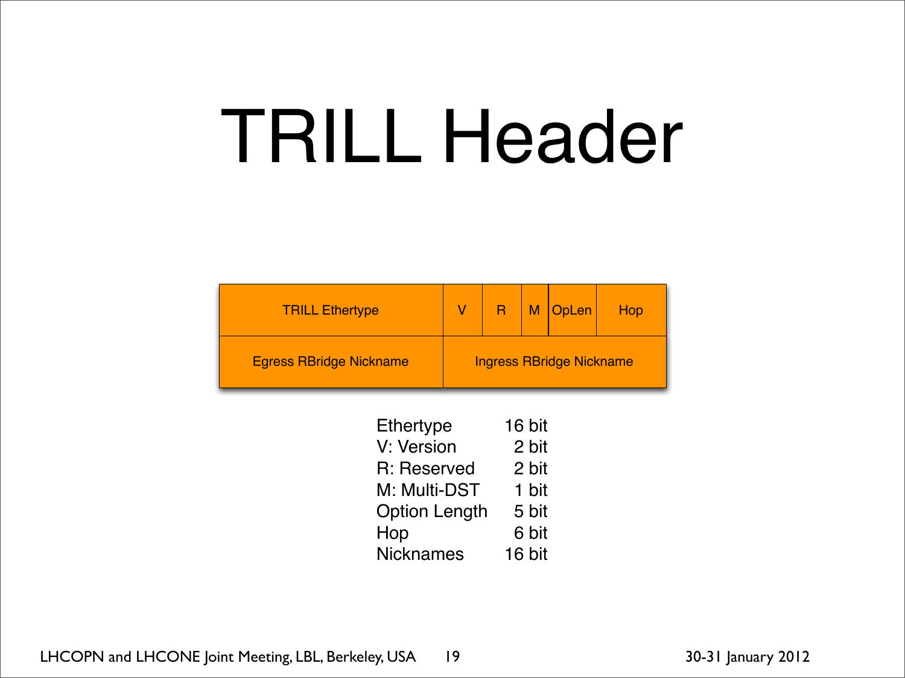# TRILL Header

| TRILL Ethertype | | V | R | M | OpLen | Hop |
|---|---|---|---|---|---|---|
| Egress RBridge Nickname | | Ingress RBridge Nickname | | | | |

| Field | Size |
|---|---|
| Ethertype | 16 bit |
| V: Version | 2 bit |
| R: Reserved | 2 bit |
| M: Multi-DST | 1 bit |
| Option Length | 5 bit |
| Hop | 6 bit |
| Nicknames | 16 bit |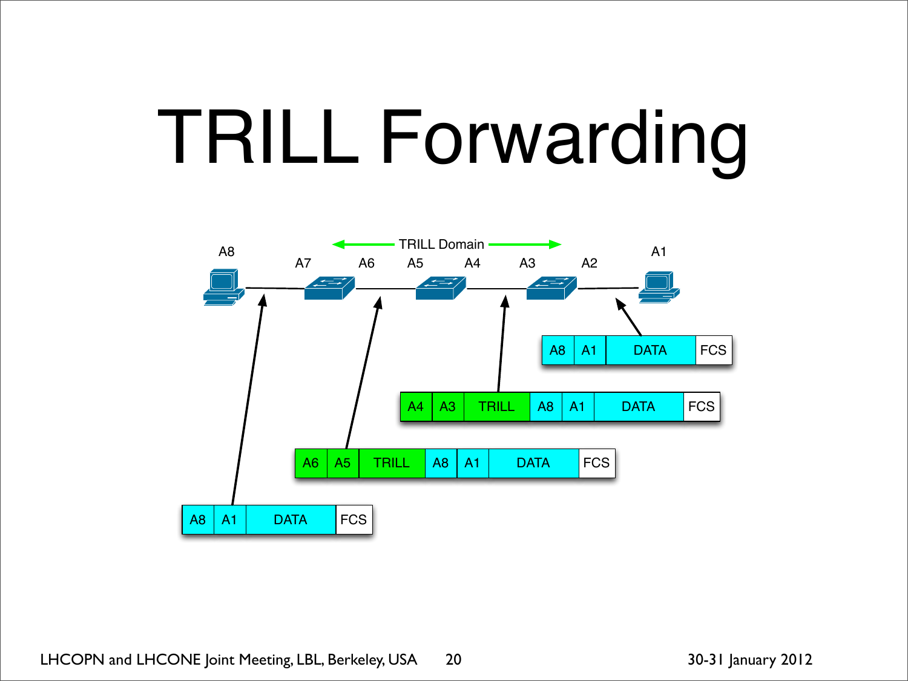# TRILL Forwarding

TRILL Domain

A8 A7 A6 A5 A4 A3 A2 A1

| A8 | A1 | DATA | FCS |
|---|---|---|---|

| A4 | A3 | TRILL | A8 | A1 | DATA | FCS |
|---|---|---|---|---|---|---|

| A6 | A5 | TRILL | A8 | A1 | DATA | FCS |
|---|---|---|---|---|---|---|

| A8 | A1 | DATA | FCS |
|---|---|---|---|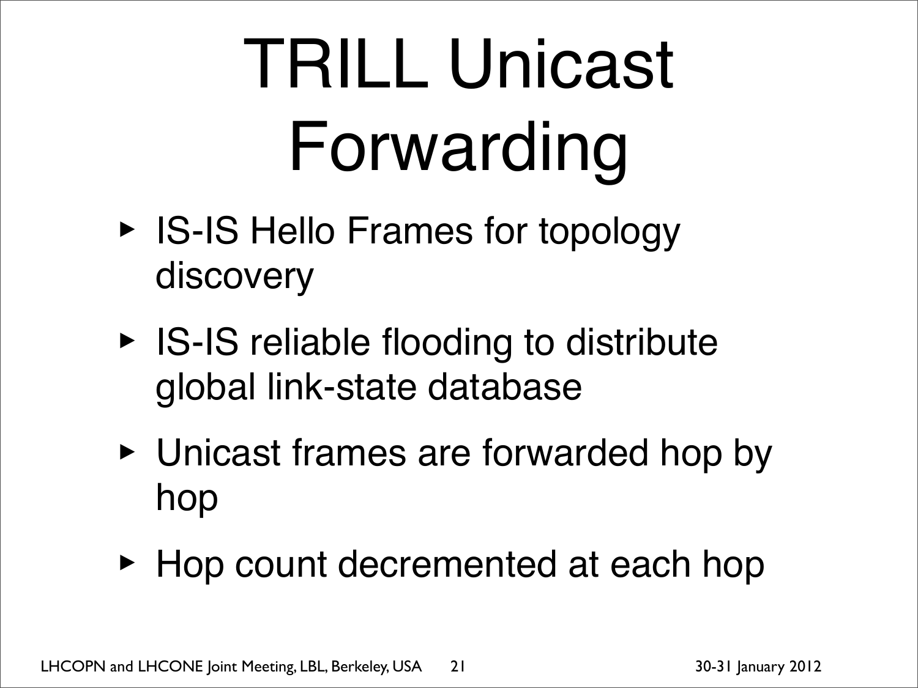# TRILL Unicast Forwarding

- IS-IS Hello Frames for topology discovery
- IS-IS reliable flooding to distribute global link-state database
- Unicast frames are forwarded hop by hop
- Hop count decremented at each hop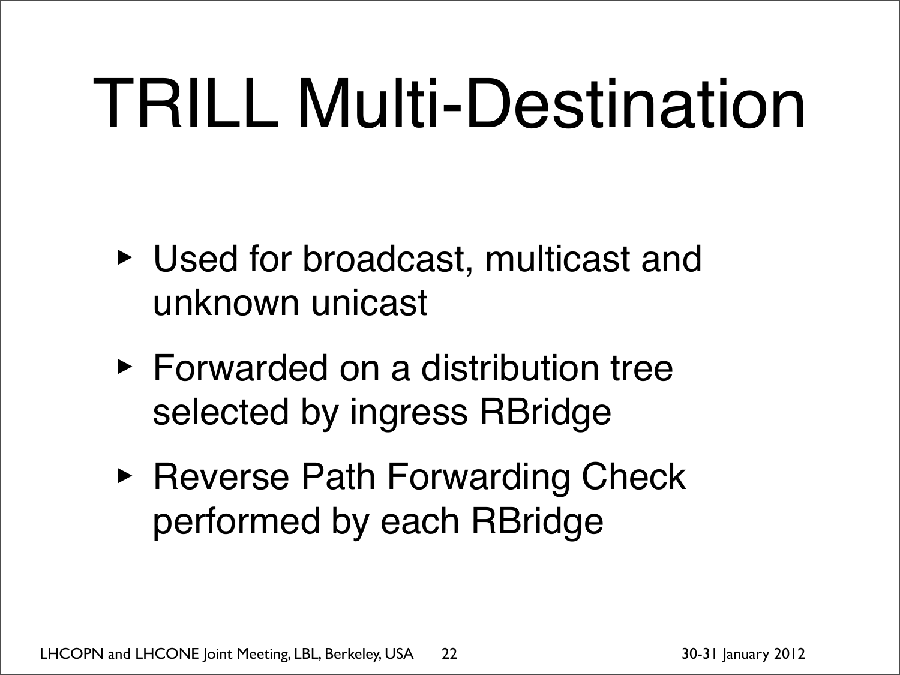# TRILL Multi-Destination

- Used for broadcast, multicast and unknown unicast
- Forwarded on a distribution tree selected by ingress RBridge
- Reverse Path Forwarding Check performed by each RBridge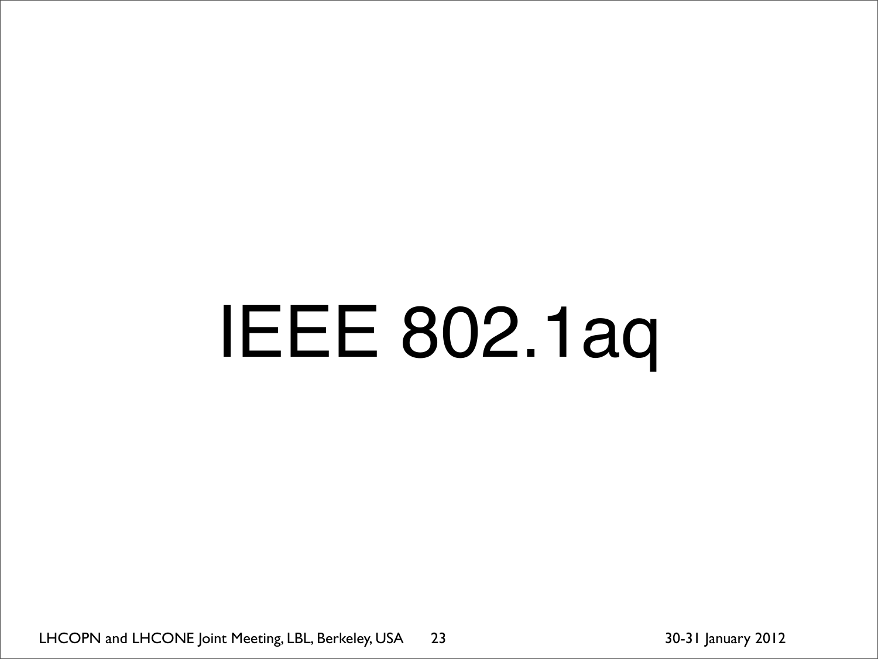# IEEE 802.1aq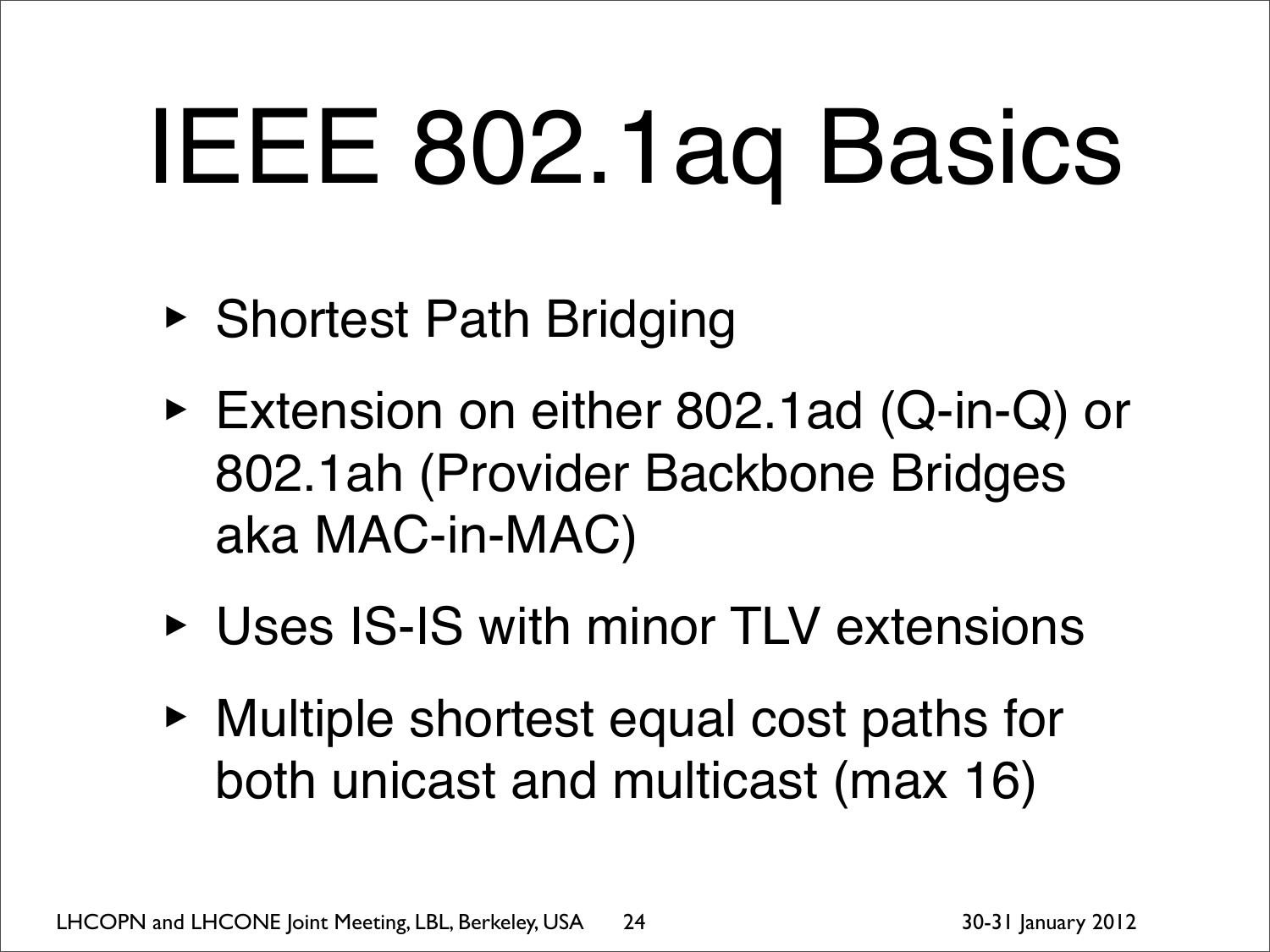# IEEE 802.1aq Basics

- Shortest Path Bridging
- Extension on either 802.1ad (Q-in-Q) or 802.1ah (Provider Backbone Bridges aka MAC-in-MAC)
- Uses IS-IS with minor TLV extensions
- Multiple shortest equal cost paths for both unicast and multicast (max 16)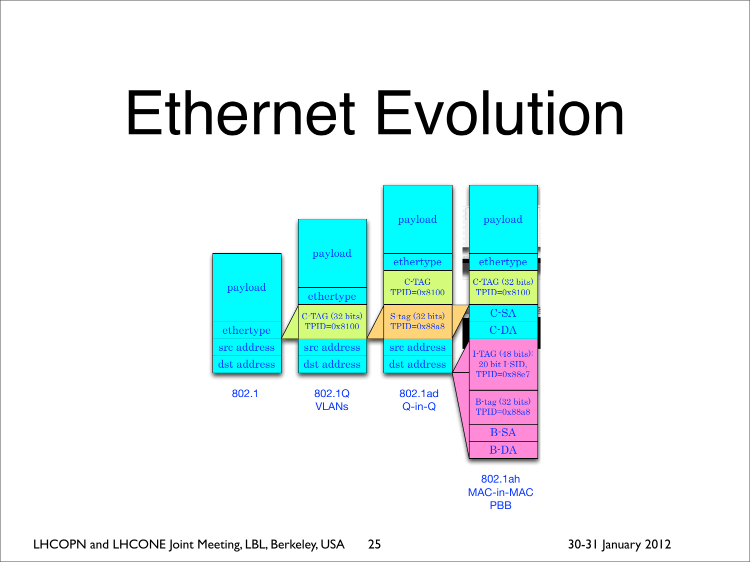# Ethernet Evolution

| 802.1 | 802.1Q VLANs | 802.1ad Q-in-Q | 802.1ah MAC-in-MAC PBB |
|---|---|---|---|
| payload | payload | payload | payload |
| ethertype | ethertype | ethertype | ethertype |
| src address | C-TAG (32 bits) TPID=0x8100 | C-TAG TPID=0x8100 | C-TAG (32 bits) TPID=0x8100 |
| dst address | src address | S-tag (32 bits) TPID=0x88a8 | C-SA |
| | dst address | src address | C-DA |
| | | dst address | I-TAG (48 bits): 20 bit I-SID, TPID=0x88e7 |
| | | | B-tag (32 bits) TPID=0x88a8 |
| | | | B-SA |
| | | | B-DA |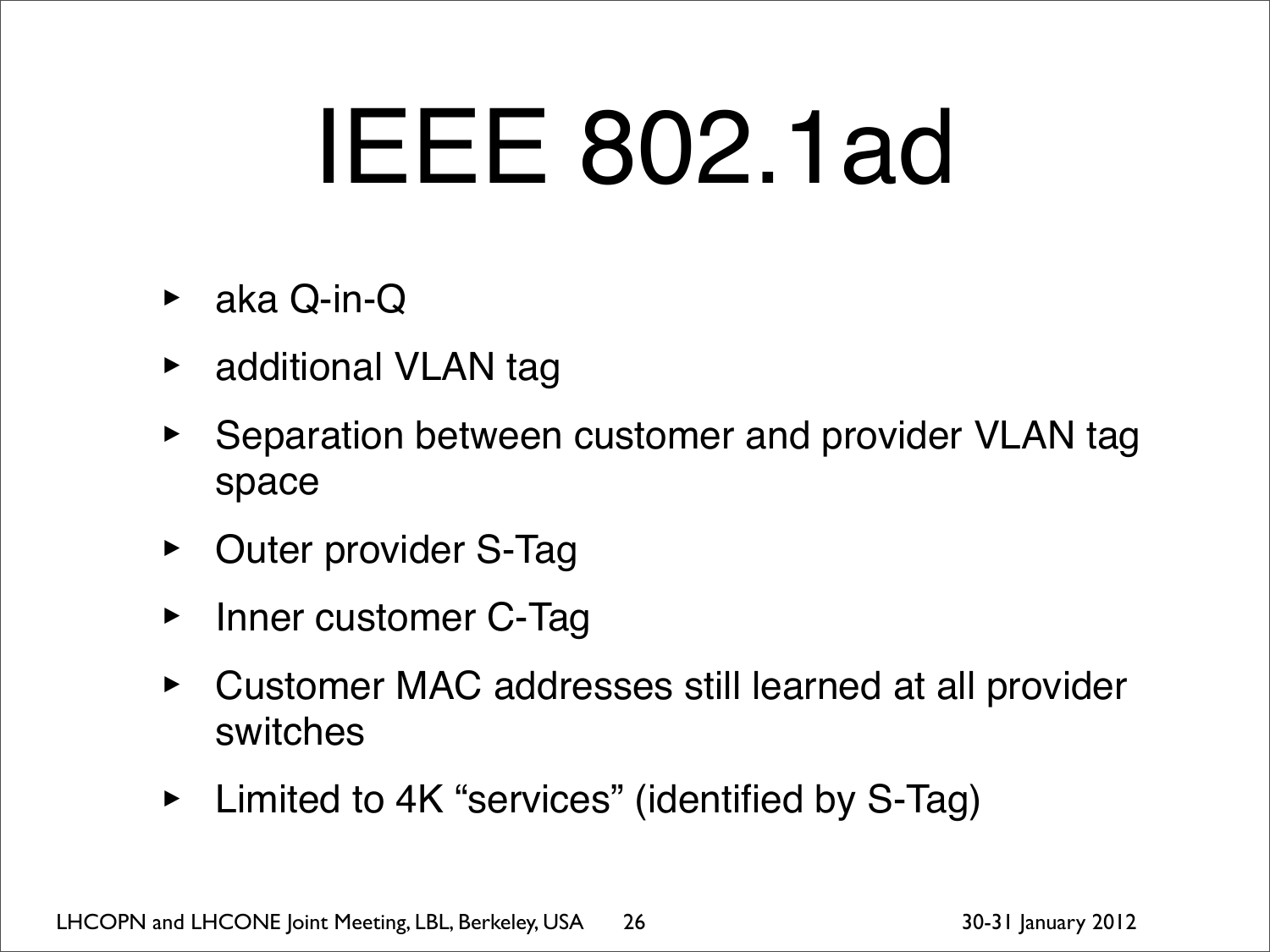# IEEE 802.1ad

- aka Q-in-Q
- additional VLAN tag
- Separation between customer and provider VLAN tag space
- Outer provider S-Tag
- Inner customer C-Tag
- Customer MAC addresses still learned at all provider switches
- Limited to 4K “services” (identified by S-Tag)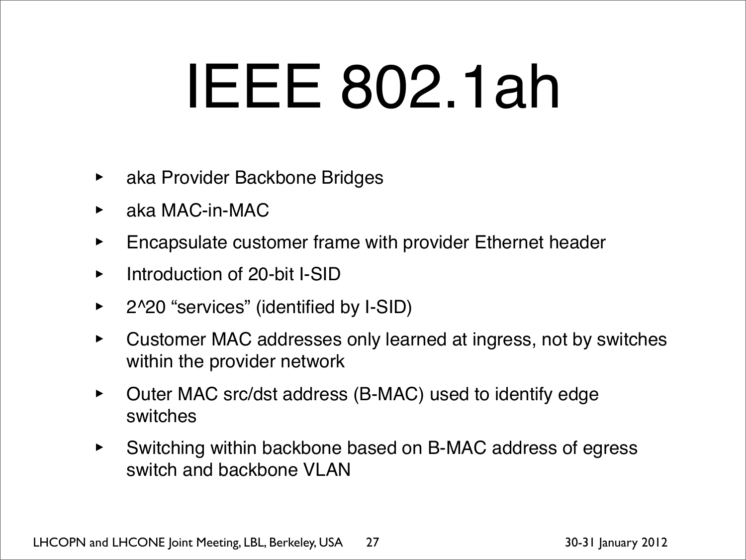# IEEE 802.1ah

- aka Provider Backbone Bridges
- aka MAC-in-MAC
- Encapsulate customer frame with provider Ethernet header
- Introduction of 20-bit I-SID
- 2^20 “services” (identified by I-SID)
- Customer MAC addresses only learned at ingress, not by switches within the provider network
- Outer MAC src/dst address (B-MAC) used to identify edge switches
- Switching within backbone based on B-MAC address of egress switch and backbone VLAN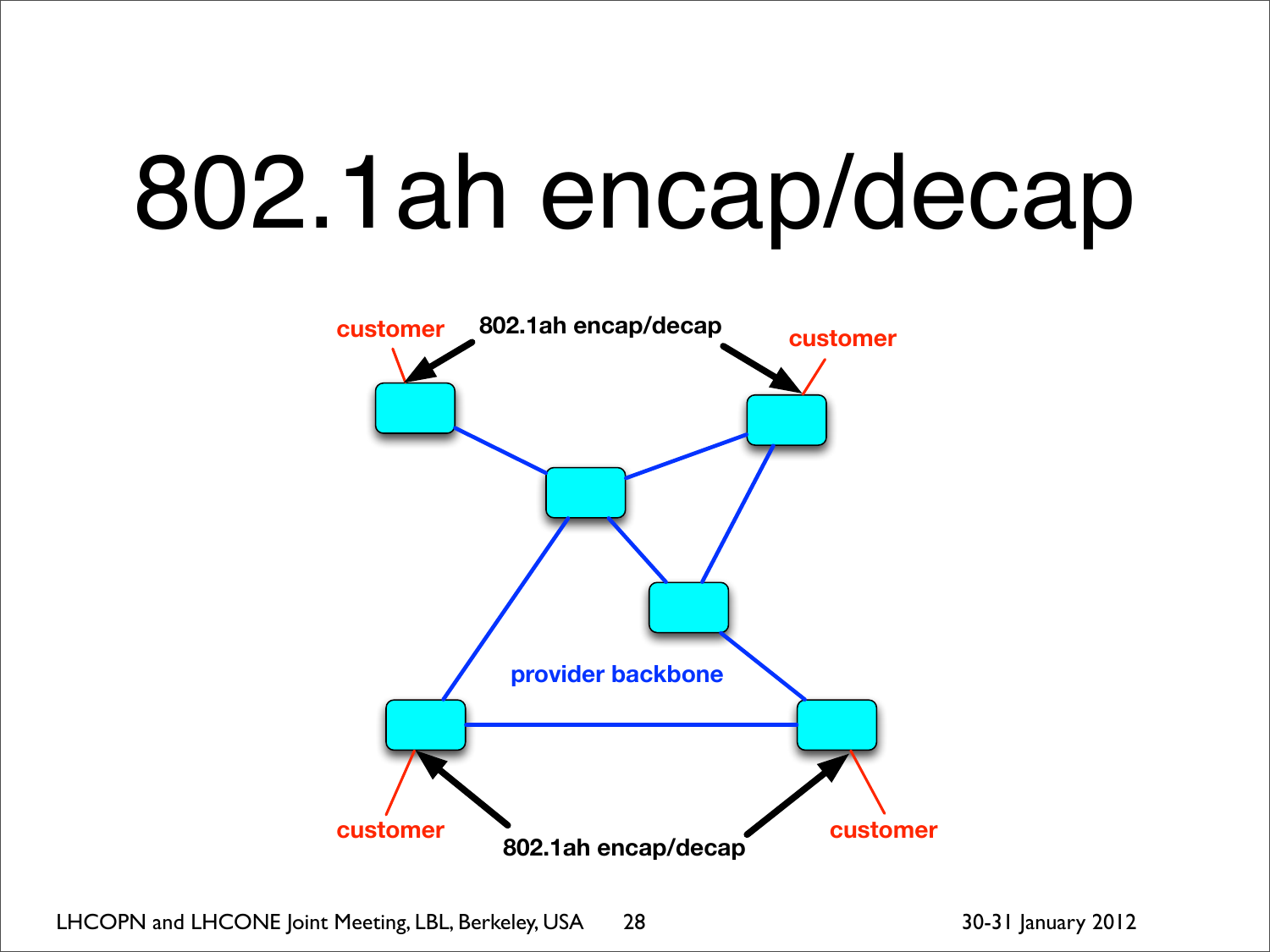# 802.1ah encap/decap

customer

802.1ah encap/decap

customer

provider backbone

customer

802.1ah encap/decap

customer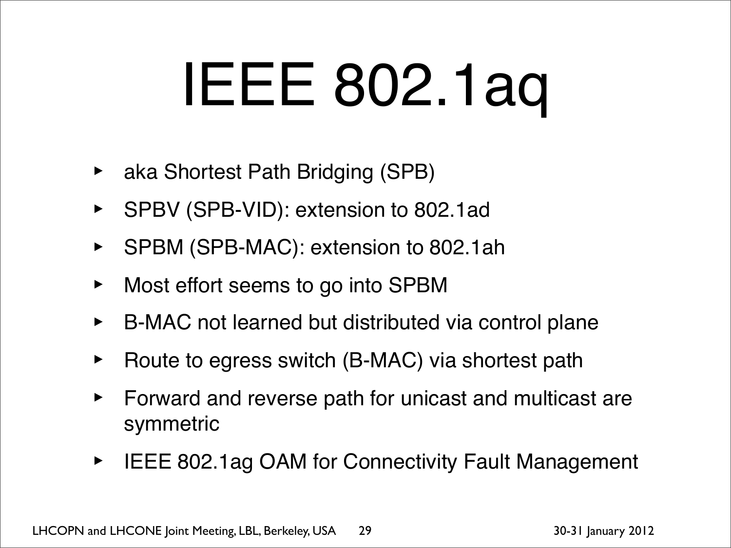# IEEE 802.1aq

- aka Shortest Path Bridging (SPB)
- SPBV (SPB-VID): extension to 802.1ad
- SPBM (SPB-MAC): extension to 802.1ah
- Most effort seems to go into SPBM
- B-MAC not learned but distributed via control plane
- Route to egress switch (B-MAC) via shortest path
- Forward and reverse path for unicast and multicast are symmetric
- IEEE 802.1ag OAM for Connectivity Fault Management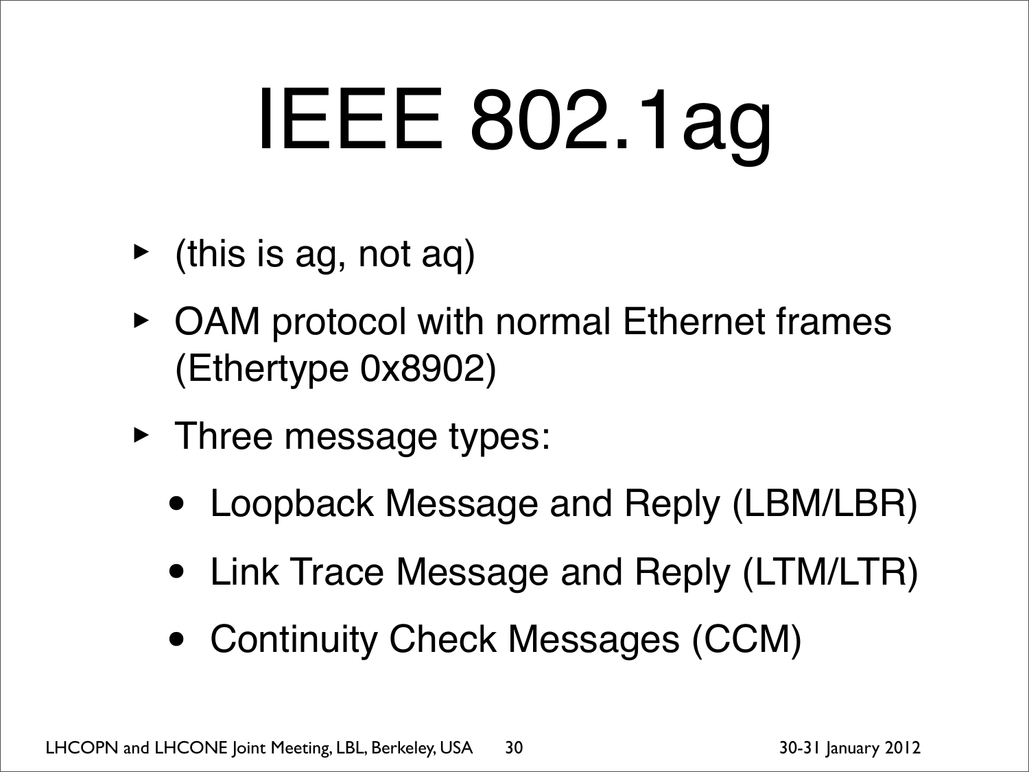# IEEE 802.1ag

- (this is ag, not aq)
- OAM protocol with normal Ethernet frames (Ethertype 0x8902)
- Three message types:
  - Loopback Message and Reply (LBM/LBR)
  - Link Trace Message and Reply (LTM/LTR)
  - Continuity Check Messages (CCM)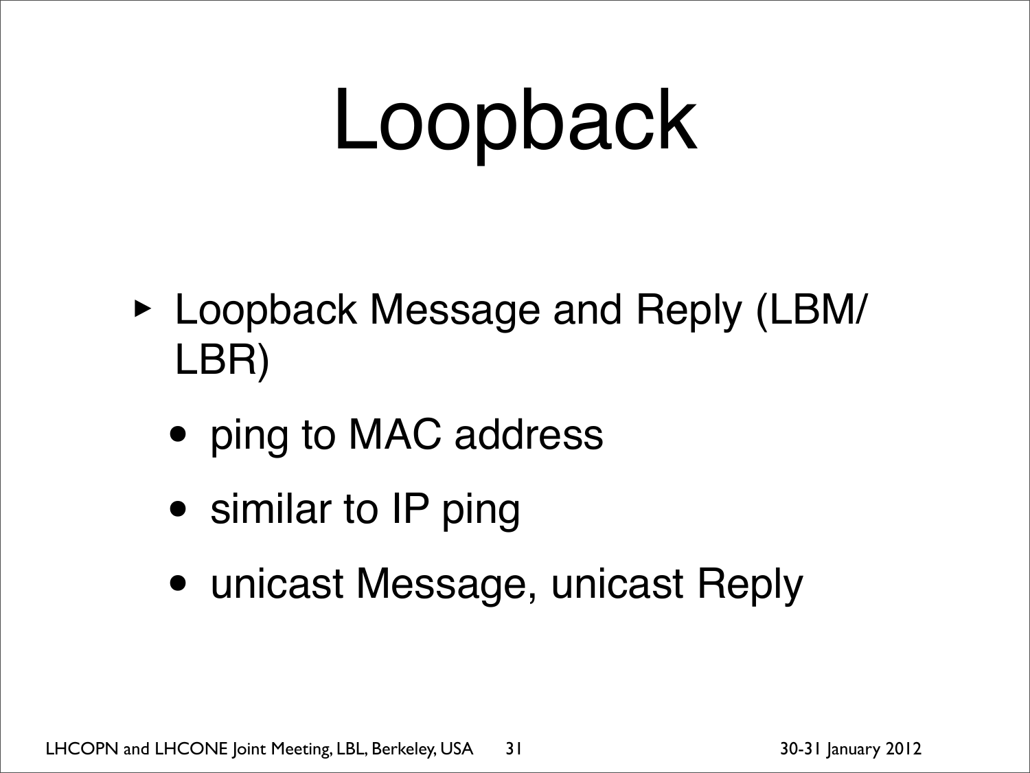# Loopback

- Loopback Message and Reply (LBM/ LBR)
  - ping to MAC address
  - similar to IP ping
  - unicast Message, unicast Reply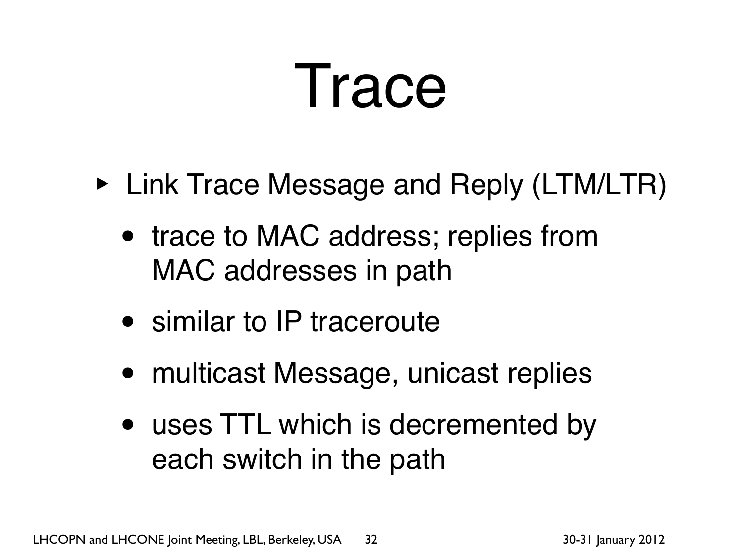# Trace

- Link Trace Message and Reply (LTM/LTR)
  - trace to MAC address; replies from MAC addresses in path
  - similar to IP traceroute
  - multicast Message, unicast replies
  - uses TTL which is decremented by each switch in the path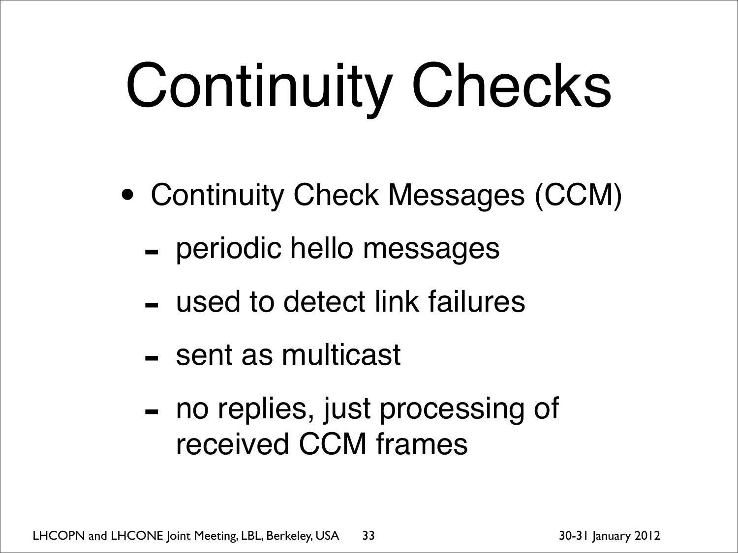# Continuity Checks

- Continuity Check Messages (CCM)
  - periodic hello messages
  - used to detect link failures
  - sent as multicast
  - no replies, just processing of received CCM frames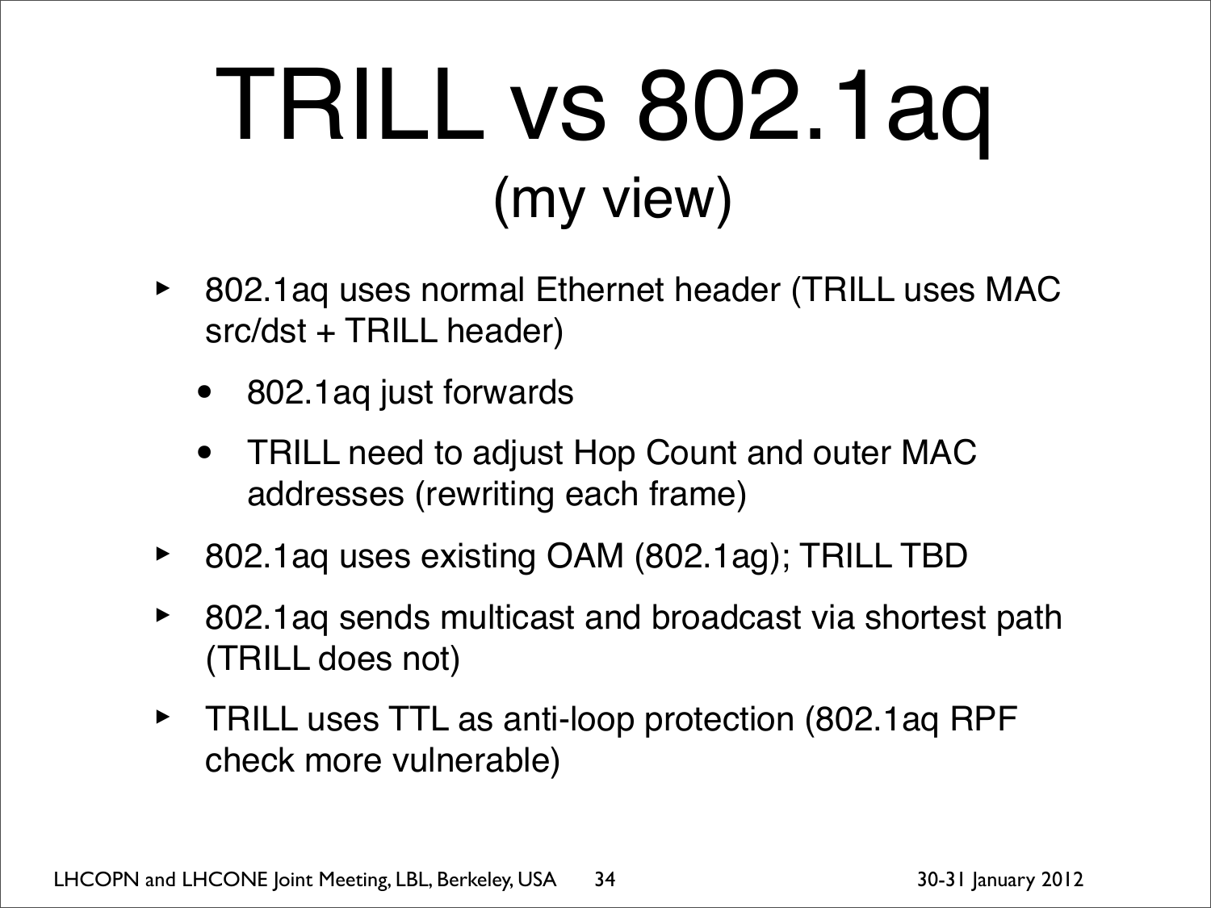# TRILL vs 802.1aq

## (my view)

- 802.1aq uses normal Ethernet header (TRILL uses MAC src/dst + TRILL header)
  - 802.1aq just forwards
  - TRILL need to adjust Hop Count and outer MAC addresses (rewriting each frame)
- 802.1aq uses existing OAM (802.1ag); TRILL TBD
- 802.1aq sends multicast and broadcast via shortest path (TRILL does not)
- TRILL uses TTL as anti-loop protection (802.1aq RPF check more vulnerable)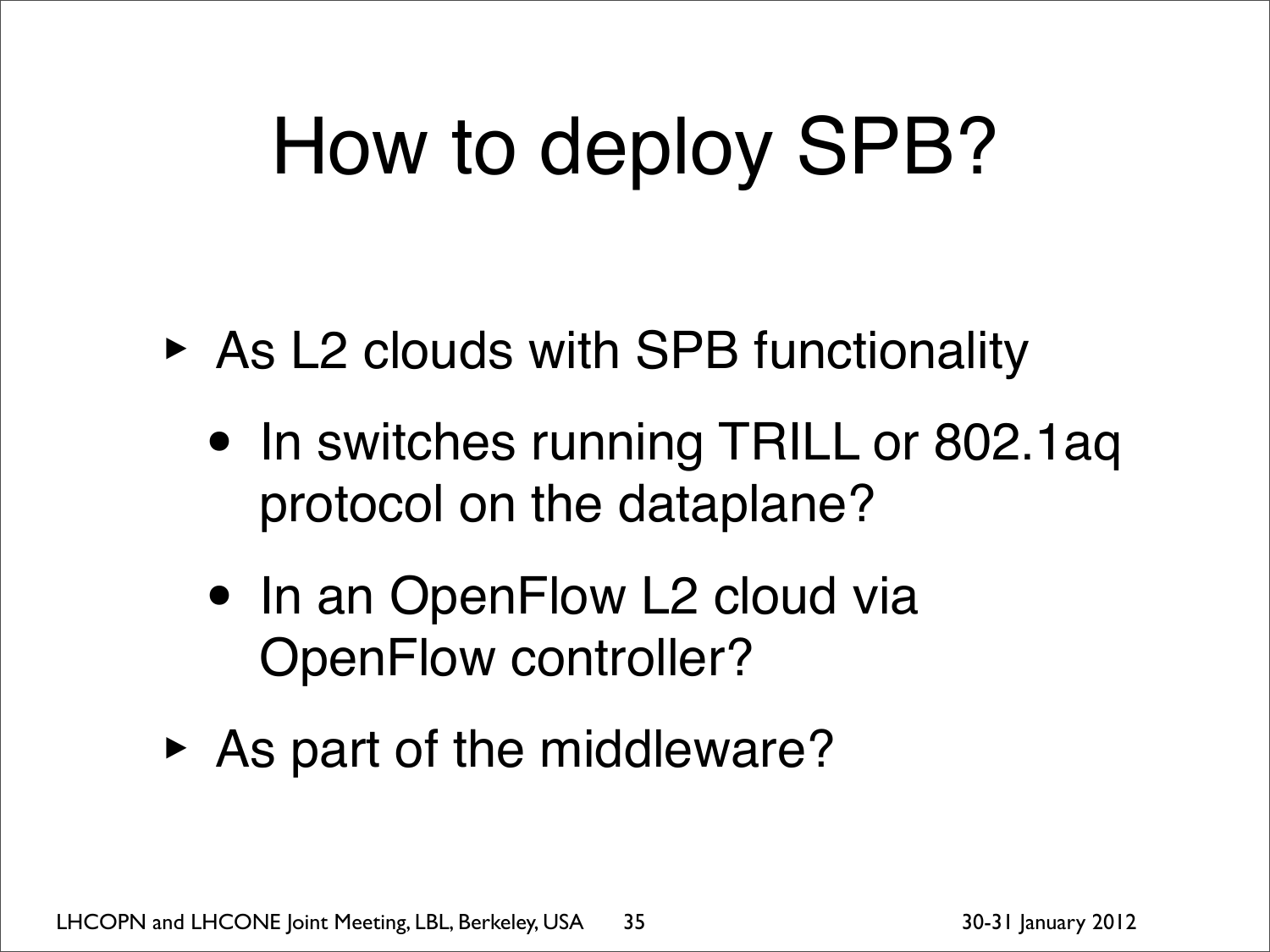# How to deploy SPB?

- As L2 clouds with SPB functionality
  - In switches running TRILL or 802.1aq protocol on the dataplane?
  - In an OpenFlow L2 cloud via OpenFlow controller?
- As part of the middleware?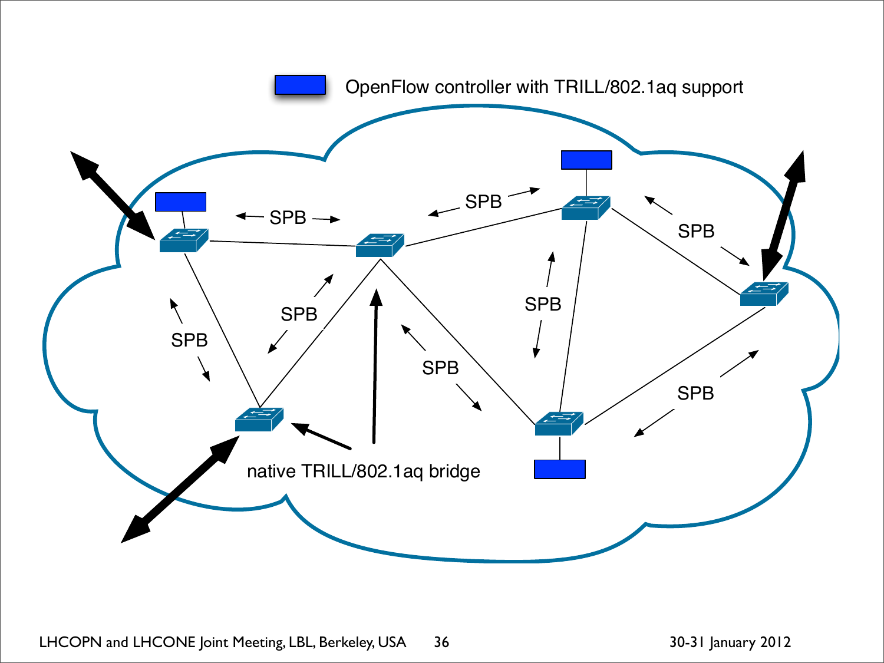OpenFlow controller with TRILL/802.1aq support

SPB

SPB

SPB

SPB

SPB

SPB

SPB

SPB

SPB

native TRILL/802.1aq bridge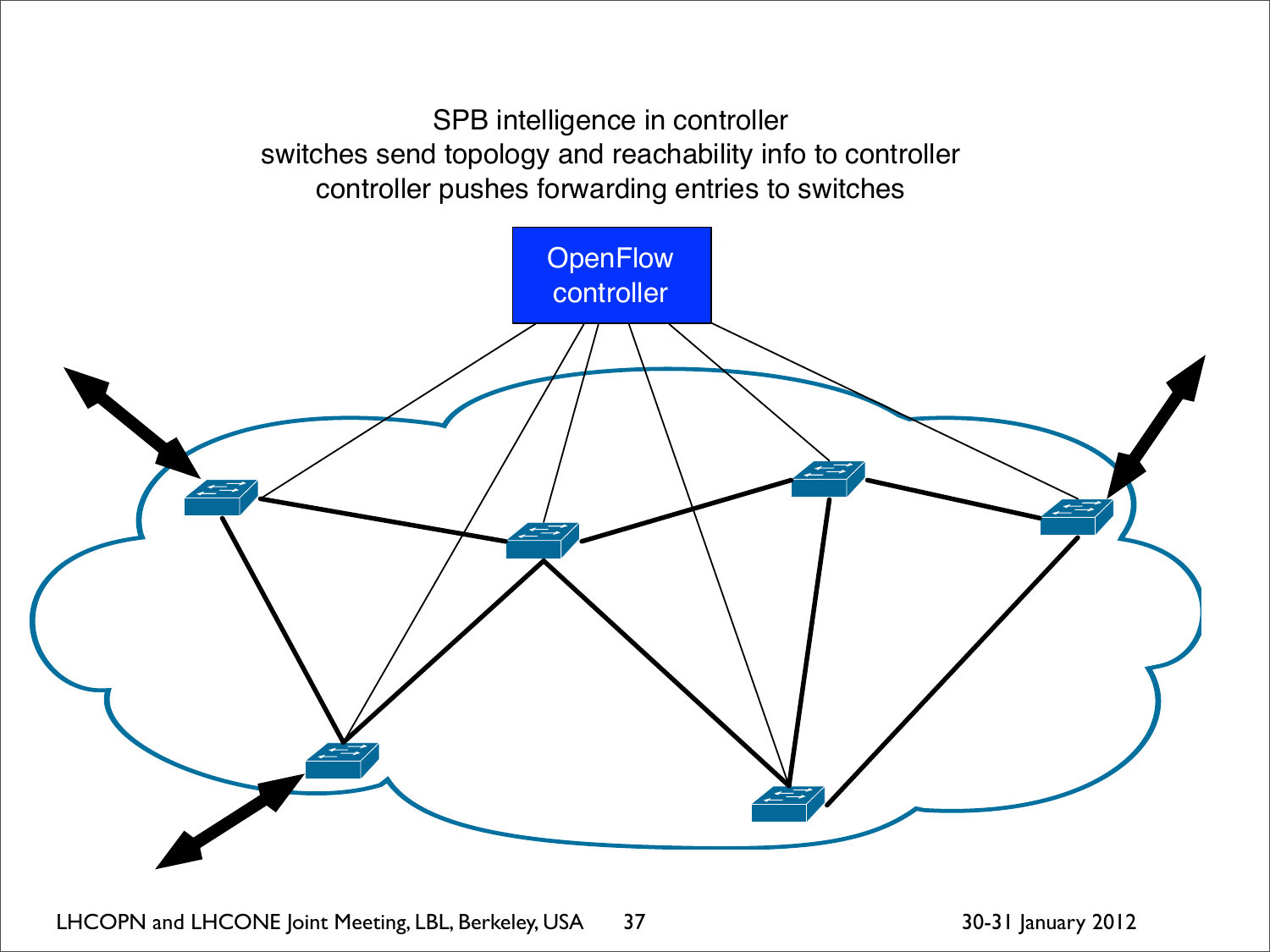SPB intelligence in controller
switches send topology and reachability info to controller
controller pushes forwarding entries to switches

OpenFlow controller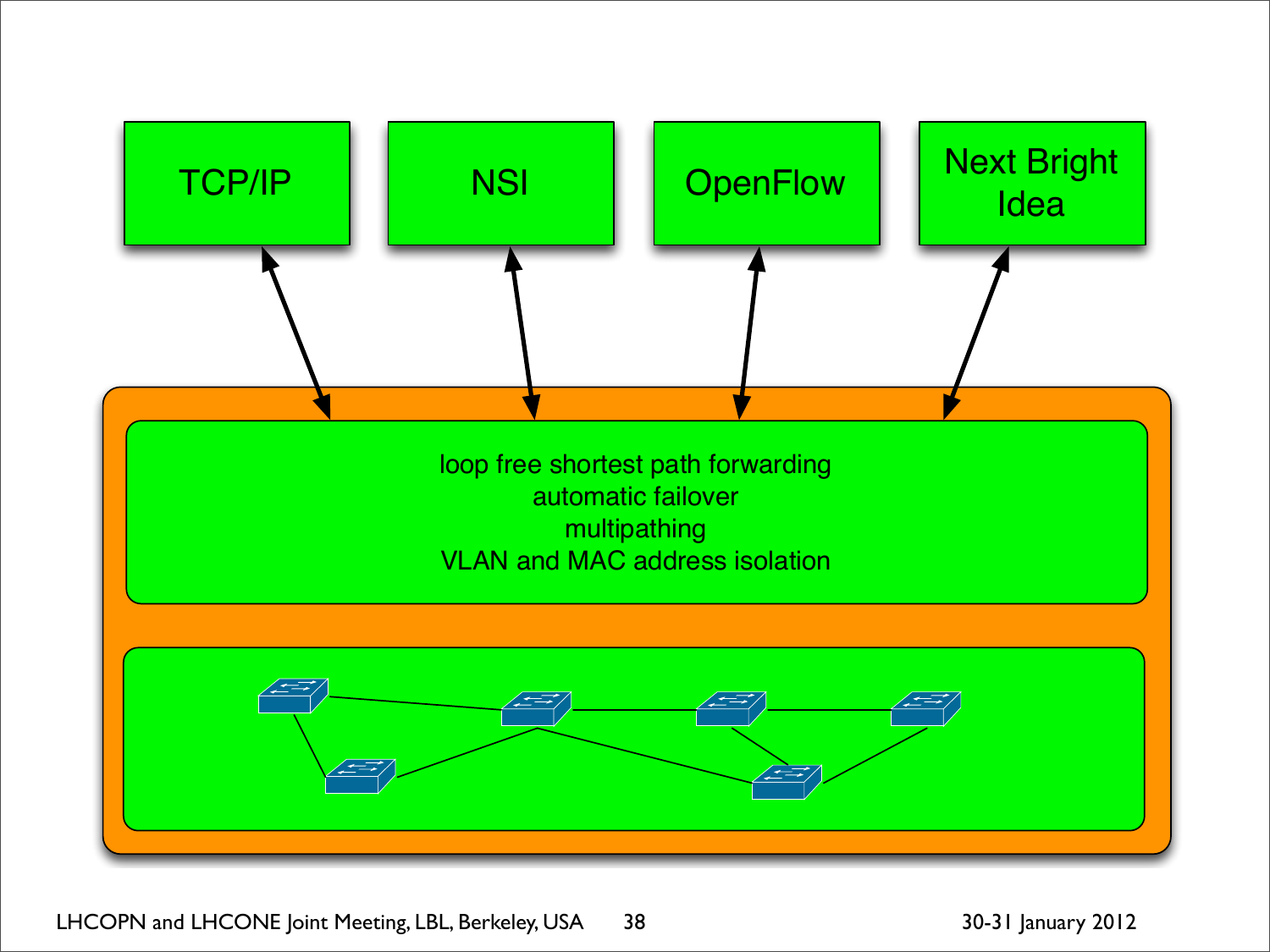TCP/IP

NSI

OpenFlow

Next Bright Idea

loop free shortest path forwarding
automatic failover
multipathing
VLAN and MAC address isolation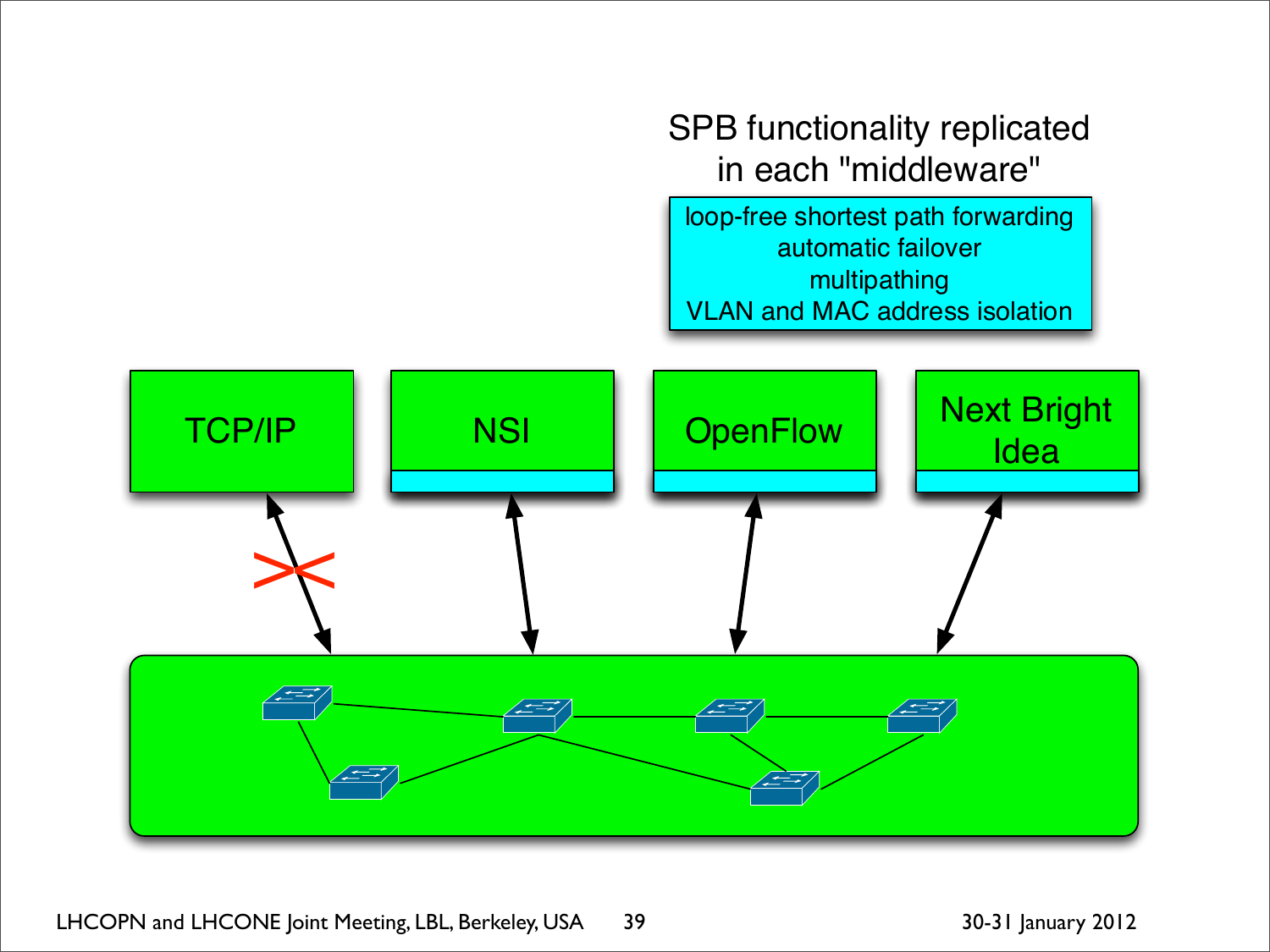SPB functionality replicated in each "middleware"

loop-free shortest path forwarding
automatic failover
multipathing
VLAN and MAC address isolation

TCP/IP

NSI

OpenFlow

Next Bright Idea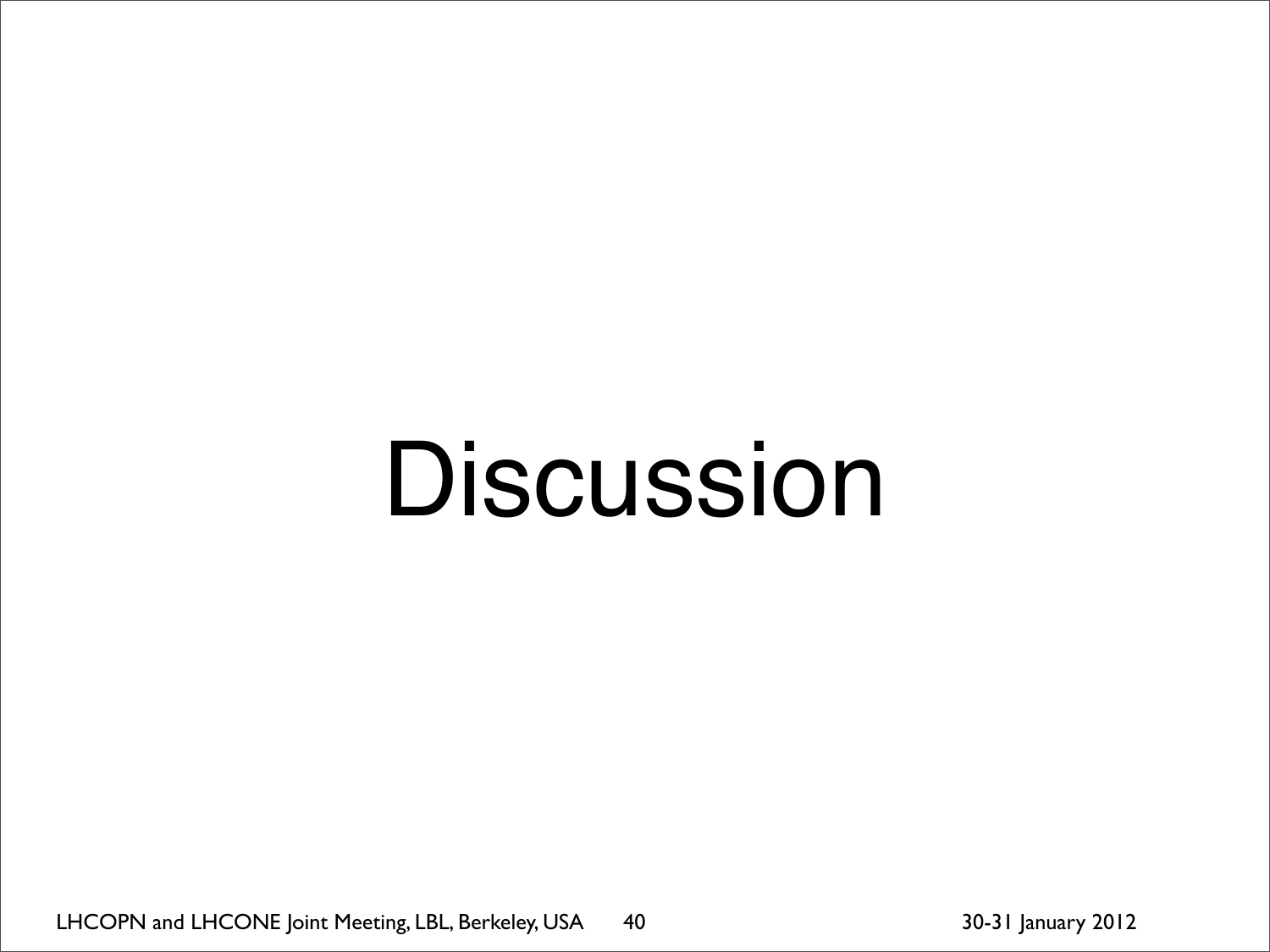# Discussion